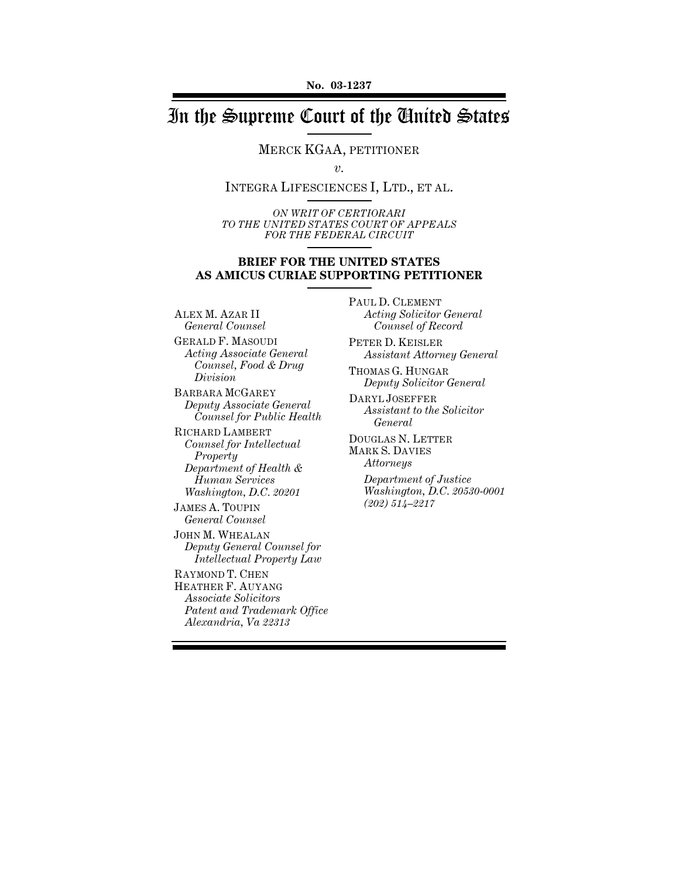**No. 03-1237**

# In the Supreme Court of the United States

MERCK KGAA, PETITIONER

*v.*

INTEGRA LIFESCIENCES I, LTD., ET AL.

*ON WRIT OF CERTIORARI TO THE UNITED STATES COURT OF APPEALS FOR THE FEDERAL CIRCUIT*

**BRIEF FOR THE UNITED STATES AS AMICUS CURIAE SUPPORTING PETITIONER**

ALEX M. AZAR II
*General Counsel*

GERALD F. MASOUDI
*Acting Associate General Counsel, Food & Drug Division*

BARBARA MCGAREY
*Deputy Associate General Counsel for Public Health*

RICHARD LAMBERT
*Counsel for Intellectual Property*
*Department of Health & Human Services*
*Washington, D.C. 20201*

JAMES A. TOUPIN
*General Counsel*

JOHN M. WHEALAN
*Deputy General Counsel for Intellectual Property Law*

RAYMOND T. CHEN
HEATHER F. AUYANG
*Associate Solicitors*
*Patent and Trademark Office*
*Alexandria, Va 22313*

PAUL D. CLEMENT
*Acting Solicitor General*
*Counsel of Record*

PETER D. KEISLER
*Assistant Attorney General*

THOMAS G. HUNGAR
*Deputy Solicitor General*

DARYL JOSEFFER
*Assistant to the Solicitor General*

DOUGLAS N. LETTER
MARK S. DAVIES
*Attorneys*

*Department of Justice*
*Washington, D.C. 20530-0001*
*(202) 514–2217*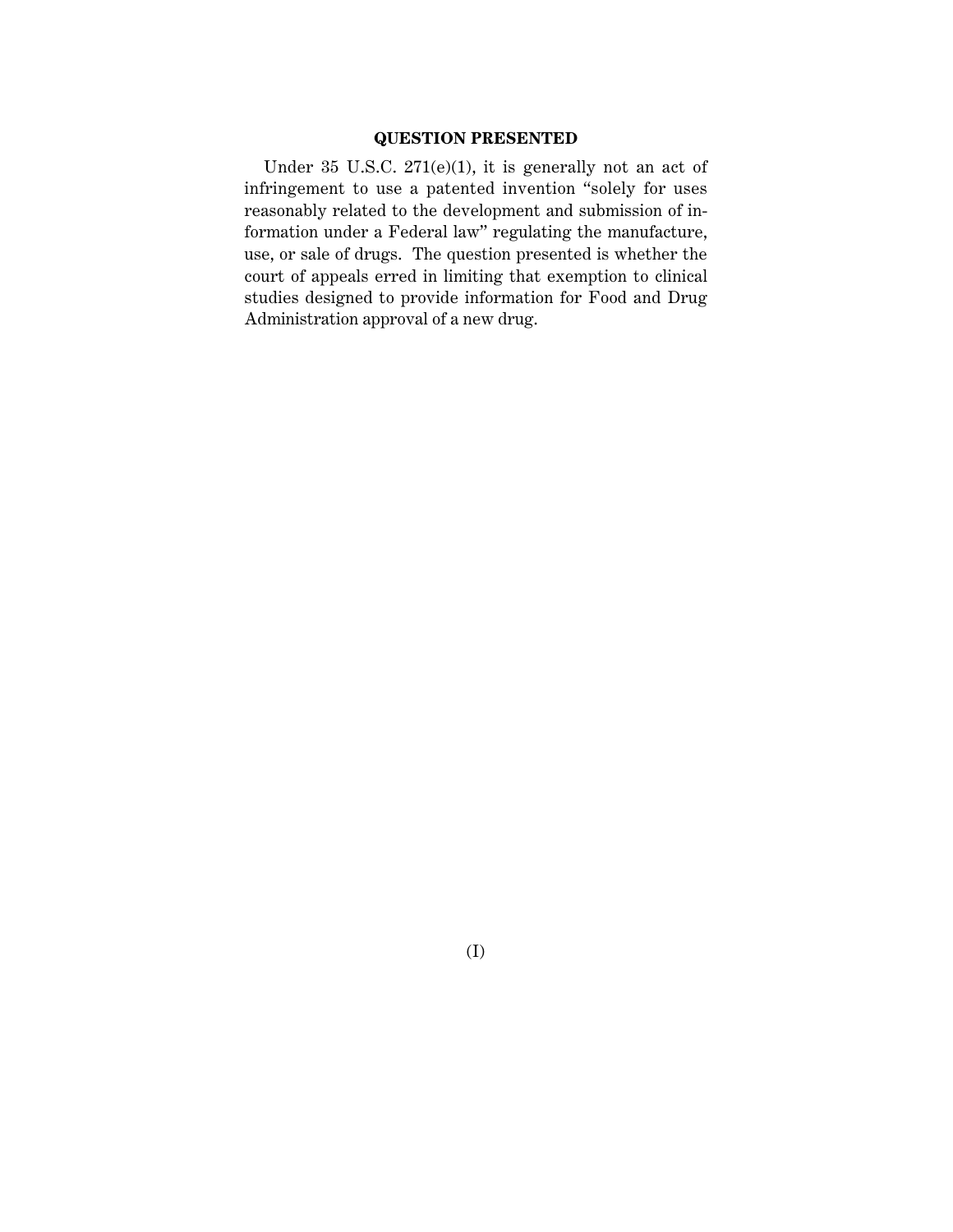## QUESTION PRESENTED

Under 35 U.S.C. 271(e)(1), it is generally not an act of infringement to use a patented invention "solely for uses reasonably related to the development and submission of information under a Federal law" regulating the manufacture, use, or sale of drugs. The question presented is whether the court of appeals erred in limiting that exemption to clinical studies designed to provide information for Food and Drug Administration approval of a new drug.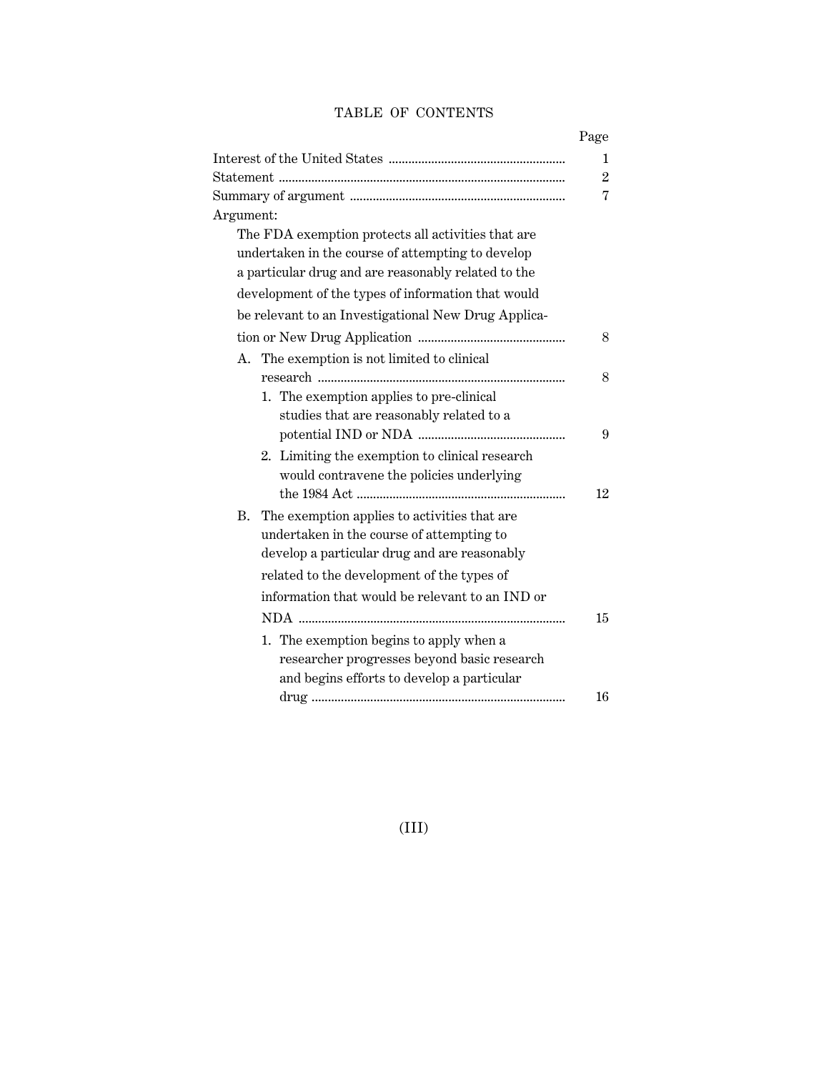# TABLE OF CONTENTS

| | Page |
|---|---|
| Interest of the United States | 1 |
| Statement | 2 |
| Summary of argument | 7 |
| Argument: | |
| The FDA exemption protects all activities that are undertaken in the course of attempting to develop a particular drug and are reasonably related to the development of the types of information that would be relevant to an Investigational New Drug Application or New Drug Application | 8 |
| A. The exemption is not limited to clinical research | 8 |
| 1. The exemption applies to pre-clinical studies that are reasonably related to a potential IND or NDA | 9 |
| 2. Limiting the exemption to clinical research would contravene the policies underlying the 1984 Act | 12 |
| B. The exemption applies to activities that are undertaken in the course of attempting to develop a particular drug and are reasonably related to the development of the types of information that would be relevant to an IND or NDA | 15 |
| 1. The exemption begins to apply when a researcher progresses beyond basic research and begins efforts to develop a particular drug | 16 |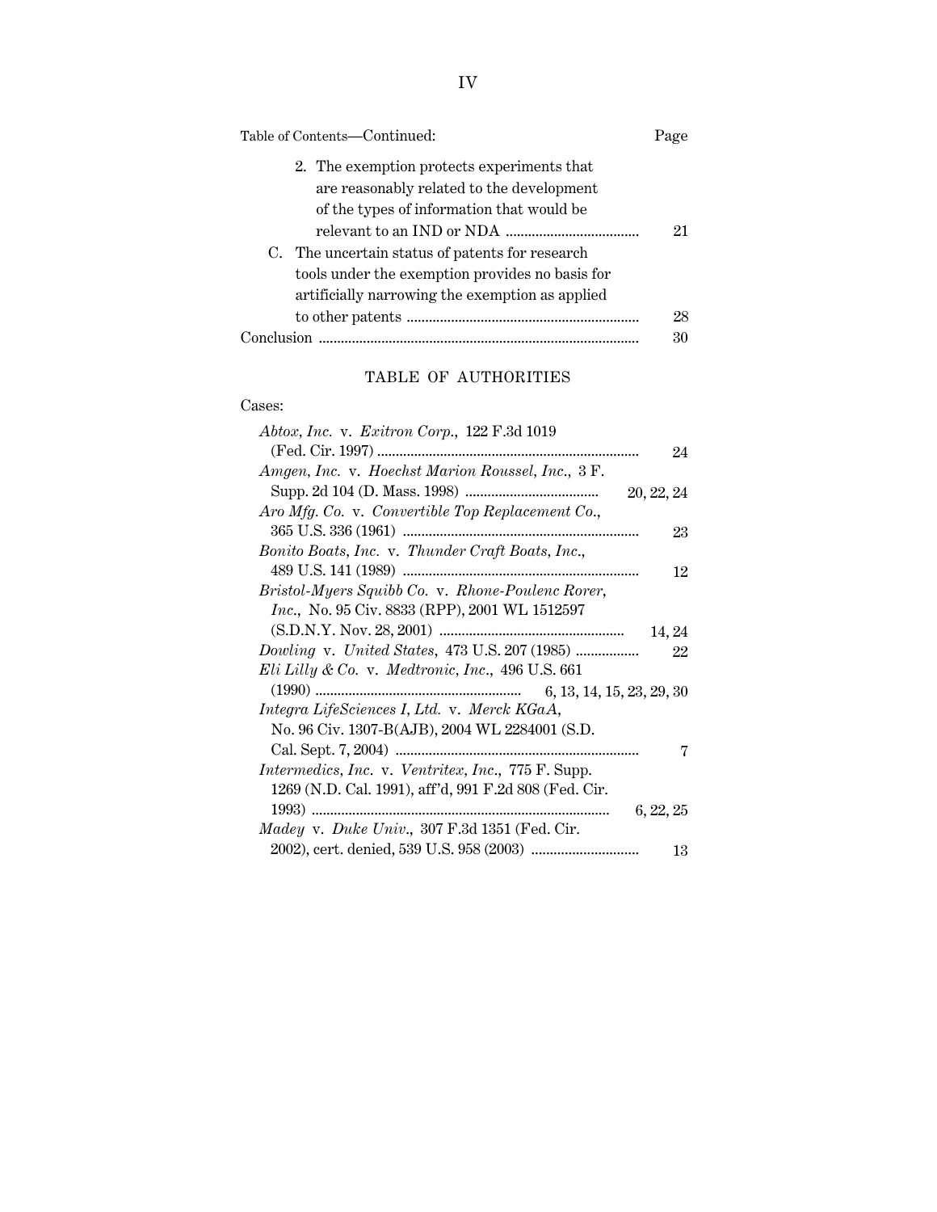Table of Contents—Continued: Page

2. The exemption protects experiments that are reasonably related to the development of the types of information that would be relevant to an IND or NDA .................................... 21

C. The uncertain status of patents for research tools under the exemption provides no basis for artificially narrowing the exemption as applied to other patents .............................................................. 28

Conclusion ...................................................................................... 30

## TABLE OF AUTHORITIES

Cases:

*Abtox, Inc.* v. *Exitron Corp.*, 122 F.3d 1019 (Fed. Cir. 1997) ...................................................................... 24

*Amgen, Inc.* v. *Hoechst Marion Roussel, Inc.*, 3 F. Supp. 2d 104 (D. Mass. 1998) .................................... 20, 22, 24

*Aro Mfg. Co.* v. *Convertible Top Replacement Co.*, 365 U.S. 336 (1961) ............................................................... 23

*Bonito Boats, Inc.* v. *Thunder Craft Boats, Inc.*, 489 U.S. 141 (1989) ............................................................... 12

*Bristol-Myers Squibb Co.* v. *Rhone-Poulenc Rorer, Inc.*, No. 95 Civ. 8833 (RPP), 2001 WL 1512597 (S.D.N.Y. Nov. 28, 2001) ................................................. 14, 24

*Dowling* v. *United States*, 473 U.S. 207 (1985) ................. 22

*Eli Lilly & Co.* v. *Medtronic, Inc.*, 496 U.S. 661 (1990) ....................................................... 6, 13, 14, 15, 23, 29, 30

*Integra LifeSciences I, Ltd.* v. *Merck KGaA*, No. 96 Civ. 1307-B(AJB), 2004 WL 2284001 (S.D. Cal. Sept. 7, 2004) ................................................................. 7

*Intermedics, Inc.* v. *Ventritex, Inc.*, 775 F. Supp. 1269 (N.D. Cal. 1991), aff'd, 991 F.2d 808 (Fed. Cir. 1993) ................................................................................ 6, 22, 25

*Madey* v. *Duke Univ.*, 307 F.3d 1351 (Fed. Cir. 2002), cert. denied, 539 U.S. 958 (2003) ............................ 13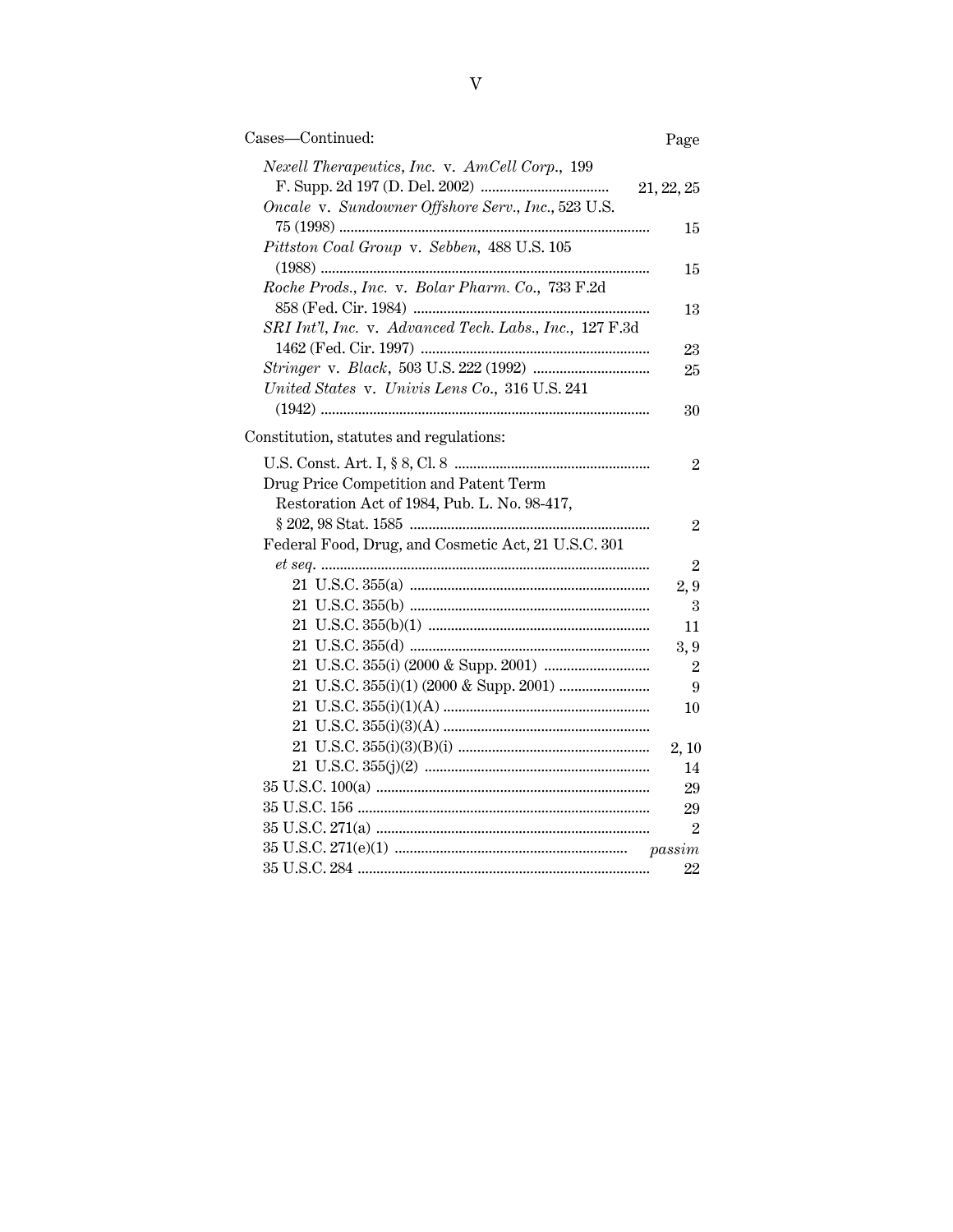Cases—Continued: Page

*Nexell Therapeutics, Inc.* v. *AmCell Corp.*, 199 F. Supp. 2d 197 (D. Del. 2002) .................................. 21, 22, 25

*Oncale* v. *Sundowner Offshore Serv., Inc.*, 523 U.S. 75 (1998) .................................................................................. 15

*Pittston Coal Group* v. *Sebben*, 488 U.S. 105 (1988) ........................................................................................ 15

*Roche Prods., Inc.* v. *Bolar Pharm. Co.*, 733 F.2d 858 (Fed. Cir. 1984) .............................................................. 13

*SRI Int'l, Inc.* v. *Advanced Tech. Labs., Inc.*, 127 F.3d 1462 (Fed. Cir. 1997) ............................................................ 23

*Stringer* v. *Black*, 503 U.S. 222 (1992) ............................... 25

*United States* v. *Univis Lens Co.*, 316 U.S. 241 (1942) ....................................................................................... 30

Constitution, statutes and regulations:

U.S. Const. Art. I, § 8, Cl. 8 .................................................... 2

Drug Price Competition and Patent Term Restoration Act of 1984, Pub. L. No. 98-417, § 202, 98 Stat. 1585 ................................................................ 2

Federal Food, Drug, and Cosmetic Act, 21 U.S.C. 301 *et seq.* ...................................................................................... 2

- 21 U.S.C. 355(a) ............................................................... 2, 9
- 21 U.S.C. 355(b) ............................................................... 3
- 21 U.S.C. 355(b)(1) .......................................................... 11
- 21 U.S.C. 355(d) ............................................................... 3, 9
- 21 U.S.C. 355(i) (2000 & Supp. 2001) ............................ 2
- 21 U.S.C. 355(i)(1) (2000 & Supp. 2001) ........................ 9
- 21 U.S.C. 355(i)(1)(A) ...................................................... 10
- 21 U.S.C. 355(i)(3)(A) ......................................................
- 21 U.S.C. 355(i)(3)(B)(i) .................................................. 2, 10
- 21 U.S.C. 355(j)(2) ........................................................... 14

35 U.S.C. 100(a) ........................................................................ 29

35 U.S.C. 156 ............................................................................. 29

35 U.S.C. 271(a) ........................................................................ 2

35 U.S.C. 271(e)(1) .............................................................. *passim*

35 U.S.C. 284 ............................................................................. 22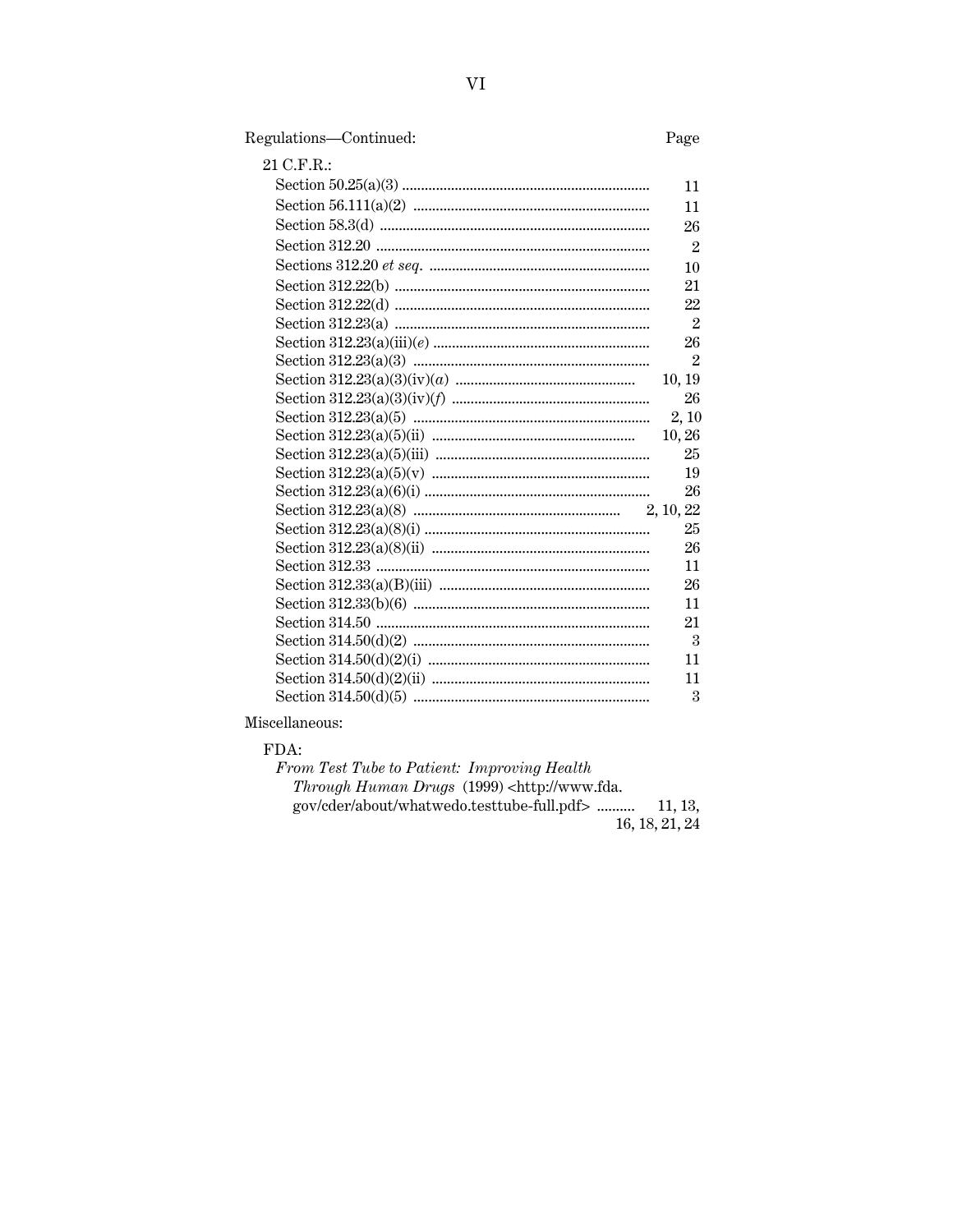Regulations—Continued: Page

21 C.F.R.:

| | Page |
|---|---|
| Section 50.25(a)(3) | 11 |
| Section 56.111(a)(2) | 11 |
| Section 58.3(d) | 26 |
| Section 312.20 | 2 |
| Sections 312.20 *et seq.* | 10 |
| Section 312.22(b) | 21 |
| Section 312.22(d) | 22 |
| Section 312.23(a) | 2 |
| Section 312.23(a)(iii)(*e*) | 26 |
| Section 312.23(a)(3) | 2 |
| Section 312.23(a)(3)(iv)(*a*) | 10, 19 |
| Section 312.23(a)(3)(iv)(*f*) | 26 |
| Section 312.23(a)(5) | 2, 10 |
| Section 312.23(a)(5)(ii) | 10, 26 |
| Section 312.23(a)(5)(iii) | 25 |
| Section 312.23(a)(5)(v) | 19 |
| Section 312.23(a)(6)(i) | 26 |
| Section 312.23(a)(8) | 2, 10, 22 |
| Section 312.23(a)(8)(i) | 25 |
| Section 312.23(a)(8)(ii) | 26 |
| Section 312.33 | 11 |
| Section 312.33(a)(B)(iii) | 26 |
| Section 312.33(b)(6) | 11 |
| Section 314.50 | 21 |
| Section 314.50(d)(2) | 3 |
| Section 314.50(d)(2)(i) | 11 |
| Section 314.50(d)(2)(ii) | 11 |
| Section 314.50(d)(5) | 3 |

Miscellaneous:

FDA:

*From Test Tube to Patient: Improving Health Through Human Drugs* (1999) <http://www.fda.gov/cder/about/whatwedo.testtube-full.pdf> .......... 11, 13, 16, 18, 21, 24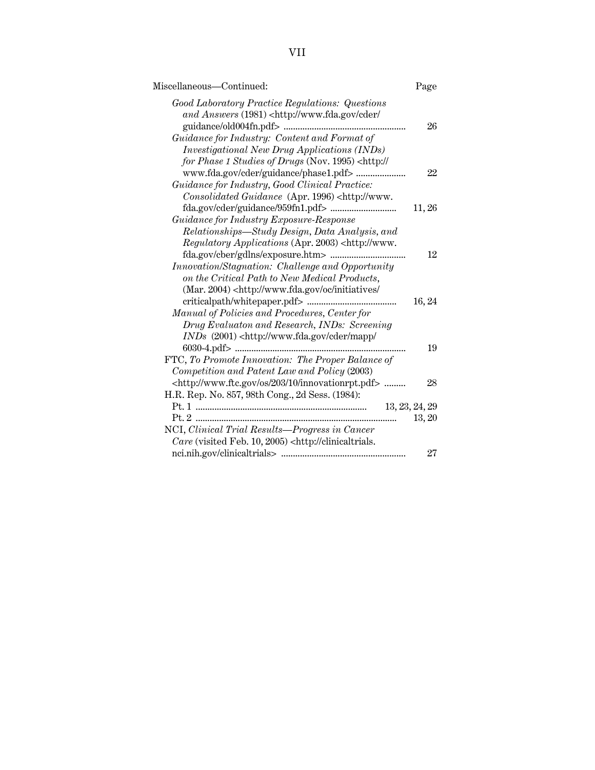Miscellaneous—Continued: Page

*Good Laboratory Practice Regulations: Questions and Answers* (1981) <http://www.fda.gov/cder/guidance/old004fn.pdf> .................................................... 26

*Guidance for Industry: Content and Format of Investigational New Drug Applications (INDs) for Phase 1 Studies of Drugs* (Nov. 1995) <http://www.fda.gov/cder/guidance/phase1.pdf> ..................... 22

*Guidance for Industry, Good Clinical Practice: Consolidated Guidance* (Apr. 1996) <http://www.fda.gov/cder/guidance/959fn1.pdf> ............................ 11, 26

*Guidance for Industry Exposure-Response Relationships—Study Design, Data Analysis, and Regulatory Applications* (Apr. 2003) <http://www.fda.gov/cber/gdlns/exposure.htm> ................................ 12

*Innovation/Stagnation: Challenge and Opportunity on the Critical Path to New Medical Products*, (Mar. 2004) <http://www.fda.gov/oc/initiatives/criticalpath/whitepaper.pdf> ...................................... 16, 24

*Manual of Policies and Procedures, Center for Drug Evaluaton and Research, INDs: Screening INDs* (2001) <http://www.fda.gov/cder/mapp/6030-4.pdf> ........................................................................ 19

FTC, *To Promote Innovation: The Proper Balance of Competition and Patent Law and Policy* (2003) <http://www.ftc.gov/os/203/10/innovationrpt.pdf> ......... 28

H.R. Rep. No. 857, 98th Cong., 2d Sess. (1984):

Pt. 1 ........................................................................ 13, 23, 24, 29

Pt. 2 ..................................................................................... 13, 20

NCI, *Clinical Trial Results—Progress in Cancer Care* (visited Feb. 10, 2005) <http://clinicaltrials.nci.nih.gov/clinicaltrials> .................................................... 27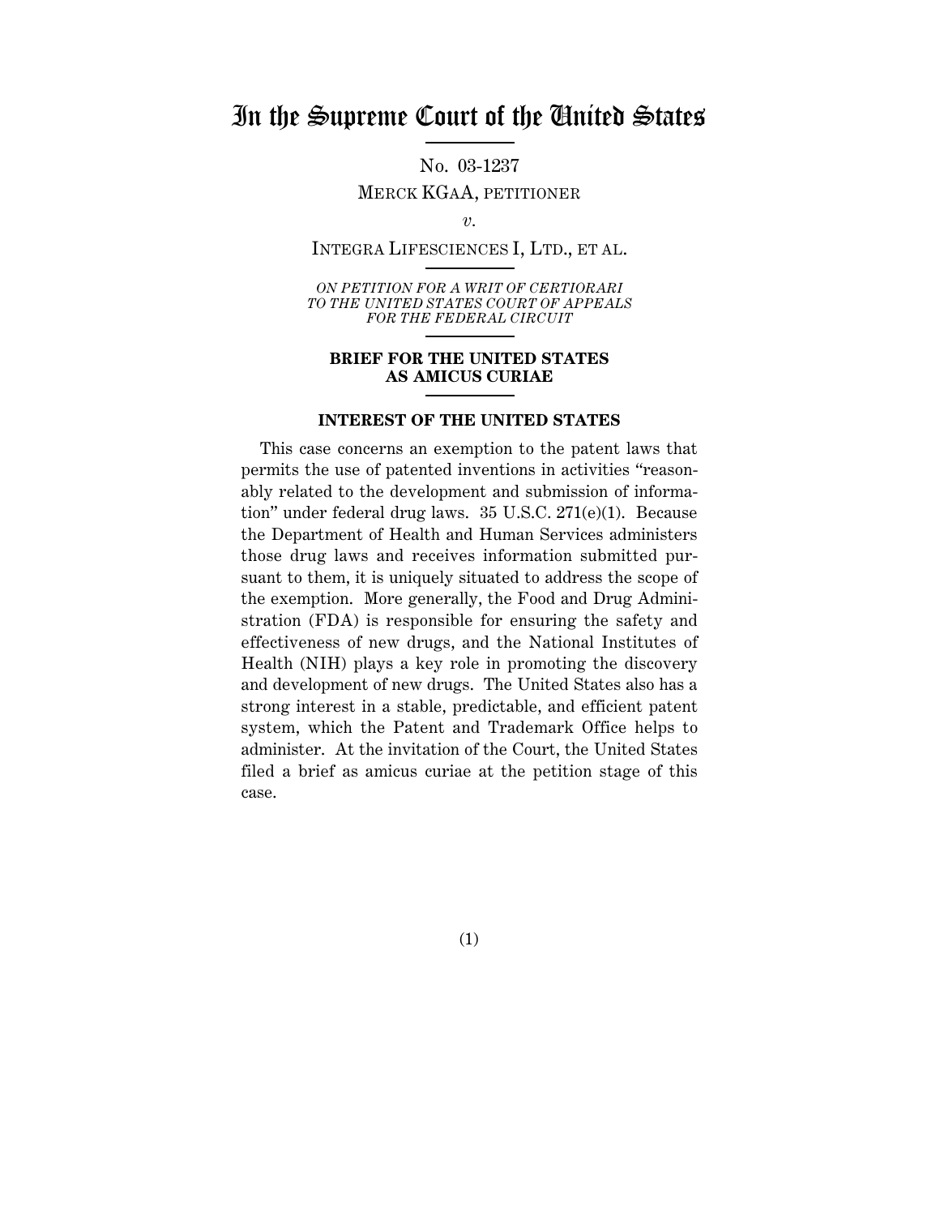# In the Supreme Court of the United States

No. 03-1237

MERCK KGAA, PETITIONER

*v.*

INTEGRA LIFESCIENCES I, LTD., ET AL.

*ON PETITION FOR A WRIT OF CERTIORARI TO THE UNITED STATES COURT OF APPEALS FOR THE FEDERAL CIRCUIT*

**BRIEF FOR THE UNITED STATES AS AMICUS CURIAE**

**INTEREST OF THE UNITED STATES**

This case concerns an exemption to the patent laws that permits the use of patented inventions in activities "reasonably related to the development and submission of information" under federal drug laws. 35 U.S.C. 271(e)(1). Because the Department of Health and Human Services administers those drug laws and receives information submitted pursuant to them, it is uniquely situated to address the scope of the exemption. More generally, the Food and Drug Administration (FDA) is responsible for ensuring the safety and effectiveness of new drugs, and the National Institutes of Health (NIH) plays a key role in promoting the discovery and development of new drugs. The United States also has a strong interest in a stable, predictable, and efficient patent system, which the Patent and Trademark Office helps to administer. At the invitation of the Court, the United States filed a brief as amicus curiae at the petition stage of this case.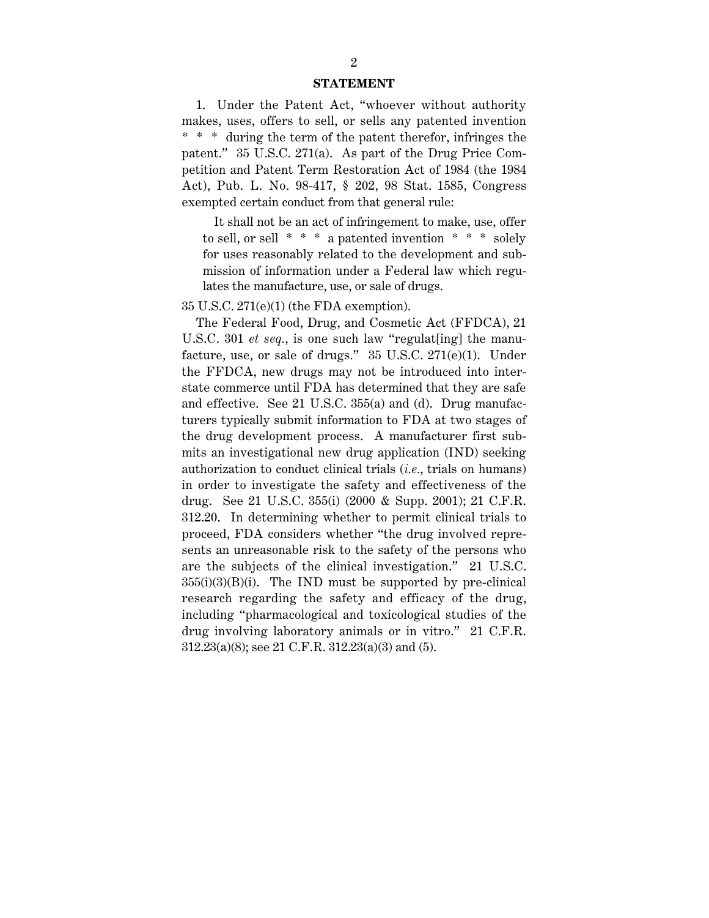## STATEMENT

1. Under the Patent Act, "whoever without authority makes, uses, offers to sell, or sells any patented invention * * * during the term of the patent therefor, infringes the patent." 35 U.S.C. 271(a). As part of the Drug Price Competition and Patent Term Restoration Act of 1984 (the 1984 Act), Pub. L. No. 98-417, § 202, 98 Stat. 1585, Congress exempted certain conduct from that general rule:

> It shall not be an act of infringement to make, use, offer to sell, or sell * * * a patented invention * * * solely for uses reasonably related to the development and submission of information under a Federal law which regulates the manufacture, use, or sale of drugs.

35 U.S.C. 271(e)(1) (the FDA exemption).

The Federal Food, Drug, and Cosmetic Act (FFDCA), 21 U.S.C. 301 *et seq.*, is one such law "regulat[ing] the manufacture, use, or sale of drugs." 35 U.S.C. 271(e)(1). Under the FFDCA, new drugs may not be introduced into interstate commerce until FDA has determined that they are safe and effective. See 21 U.S.C. 355(a) and (d). Drug manufacturers typically submit information to FDA at two stages of the drug development process. A manufacturer first submits an investigational new drug application (IND) seeking authorization to conduct clinical trials (*i.e.*, trials on humans) in order to investigate the safety and effectiveness of the drug. See 21 U.S.C. 355(i) (2000 & Supp. 2001); 21 C.F.R. 312.20. In determining whether to permit clinical trials to proceed, FDA considers whether "the drug involved represents an unreasonable risk to the safety of the persons who are the subjects of the clinical investigation." 21 U.S.C. 355(i)(3)(B)(i). The IND must be supported by pre-clinical research regarding the safety and efficacy of the drug, including "pharmacological and toxicological studies of the drug involving laboratory animals or in vitro." 21 C.F.R. 312.23(a)(8); see 21 C.F.R. 312.23(a)(3) and (5).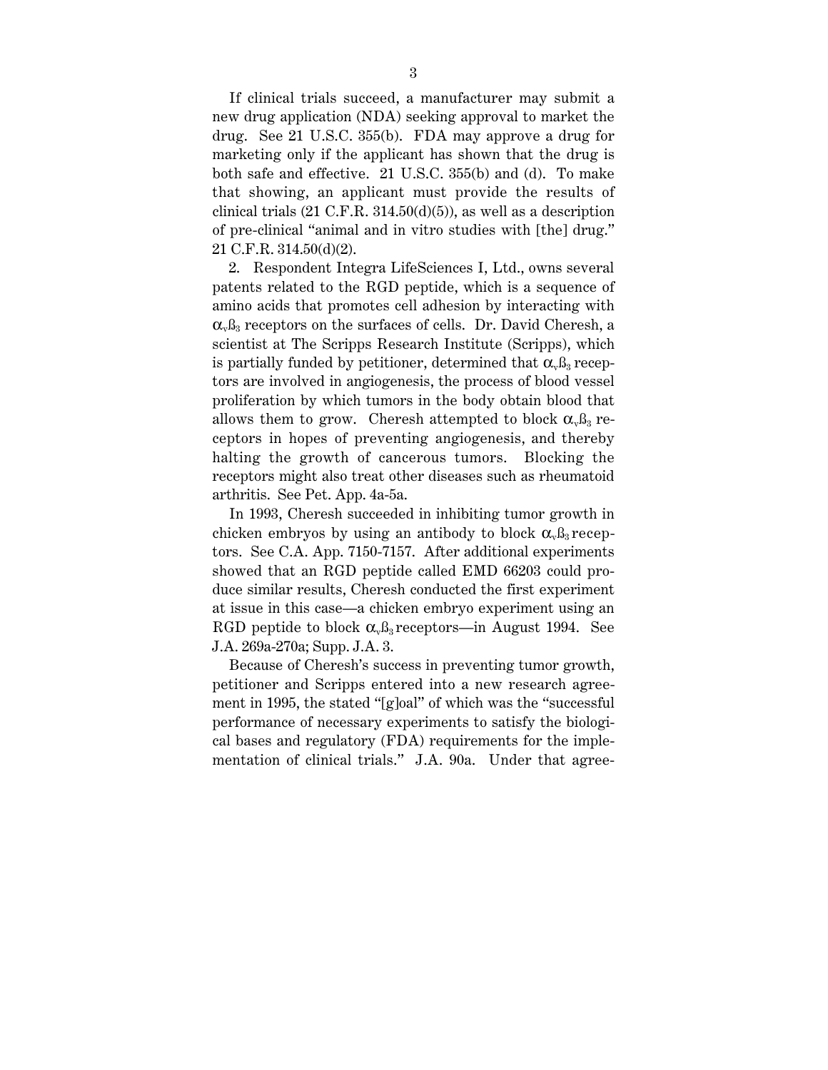If clinical trials succeed, a manufacturer may submit a new drug application (NDA) seeking approval to market the drug. See 21 U.S.C. 355(b). FDA may approve a drug for marketing only if the applicant has shown that the drug is both safe and effective. 21 U.S.C. 355(b) and (d). To make that showing, an applicant must provide the results of clinical trials (21 C.F.R. 314.50(d)(5)), as well as a description of pre-clinical "animal and in vitro studies with [the] drug." 21 C.F.R. 314.50(d)(2).

2. Respondent Integra LifeSciences I, Ltd., owns several patents related to the RGD peptide, which is a sequence of amino acids that promotes cell adhesion by interacting with $\alpha_v\beta_3$ receptors on the surfaces of cells. Dr. David Cheresh, a scientist at The Scripps Research Institute (Scripps), which is partially funded by petitioner, determined that $\alpha_v\beta_3$ receptors are involved in angiogenesis, the process of blood vessel proliferation by which tumors in the body obtain blood that allows them to grow. Cheresh attempted to block $\alpha_v\beta_3$ receptors in hopes of preventing angiogenesis, and thereby halting the growth of cancerous tumors. Blocking the receptors might also treat other diseases such as rheumatoid arthritis. See Pet. App. 4a-5a.

In 1993, Cheresh succeeded in inhibiting tumor growth in chicken embryos by using an antibody to block $\alpha_v\beta_3$ receptors. See C.A. App. 7150-7157. After additional experiments showed that an RGD peptide called EMD 66203 could produce similar results, Cheresh conducted the first experiment at issue in this case—a chicken embryo experiment using an RGD peptide to block $\alpha_v\beta_3$ receptors—in August 1994. See J.A. 269a-270a; Supp. J.A. 3.

Because of Cheresh's success in preventing tumor growth, petitioner and Scripps entered into a new research agreement in 1995, the stated "[g]oal" of which was the "successful performance of necessary experiments to satisfy the biological bases and regulatory (FDA) requirements for the implementation of clinical trials." J.A. 90a. Under that agree-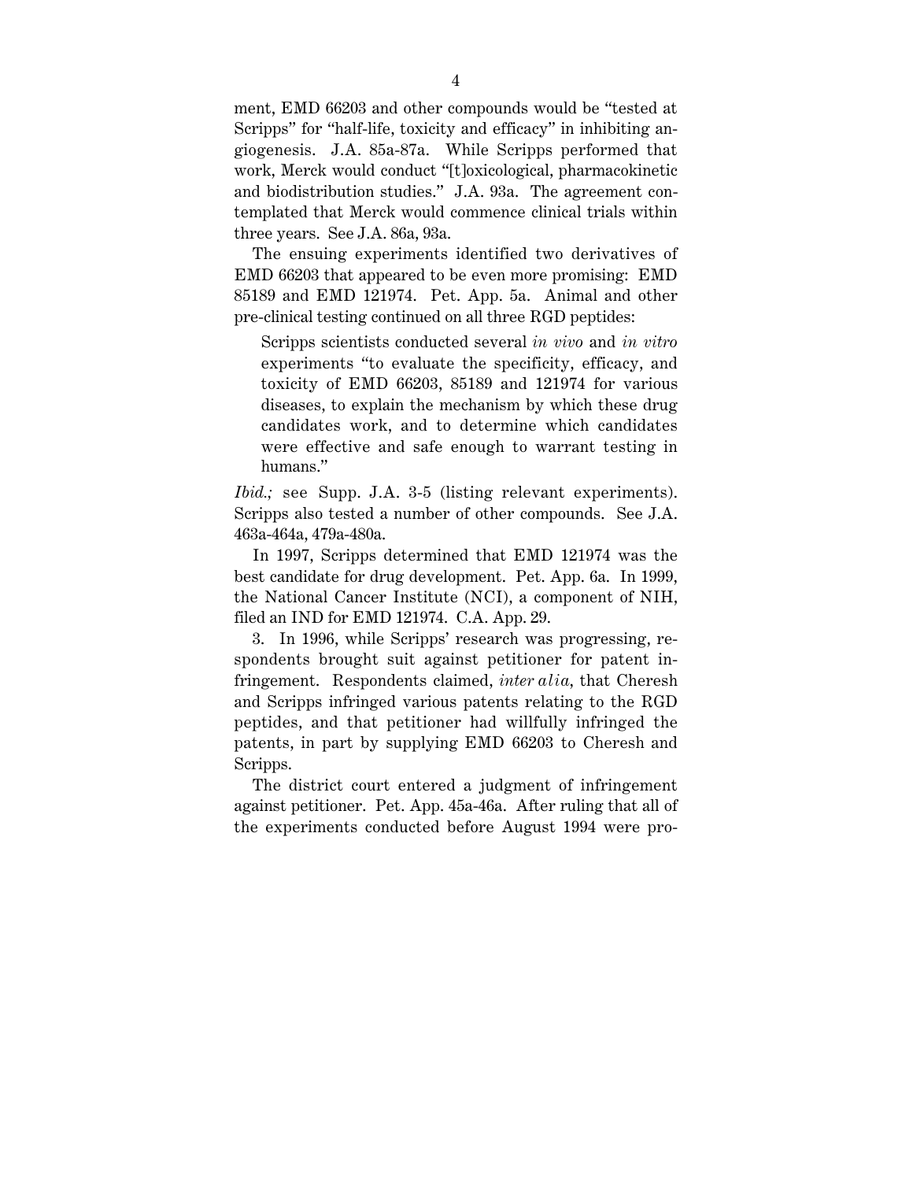ment, EMD 66203 and other compounds would be "tested at Scripps" for "half-life, toxicity and efficacy" in inhibiting angiogenesis. J.A. 85a-87a. While Scripps performed that work, Merck would conduct "[t]oxicological, pharmacokinetic and biodistribution studies." J.A. 93a. The agreement contemplated that Merck would commence clinical trials within three years. See J.A. 86a, 93a.

The ensuing experiments identified two derivatives of EMD 66203 that appeared to be even more promising: EMD 85189 and EMD 121974. Pet. App. 5a. Animal and other pre-clinical testing continued on all three RGD peptides:

> Scripps scientists conducted several *in vivo* and *in vitro* experiments "to evaluate the specificity, efficacy, and toxicity of EMD 66203, 85189 and 121974 for various diseases, to explain the mechanism by which these drug candidates work, and to determine which candidates were effective and safe enough to warrant testing in humans."

*Ibid.;* see Supp. J.A. 3-5 (listing relevant experiments). Scripps also tested a number of other compounds. See J.A. 463a-464a, 479a-480a.

In 1997, Scripps determined that EMD 121974 was the best candidate for drug development. Pet. App. 6a. In 1999, the National Cancer Institute (NCI), a component of NIH, filed an IND for EMD 121974. C.A. App. 29.

3. In 1996, while Scripps' research was progressing, respondents brought suit against petitioner for patent infringement. Respondents claimed, *inter alia*, that Cheresh and Scripps infringed various patents relating to the RGD peptides, and that petitioner had willfully infringed the patents, in part by supplying EMD 66203 to Cheresh and Scripps.

The district court entered a judgment of infringement against petitioner. Pet. App. 45a-46a. After ruling that all of the experiments conducted before August 1994 were pro-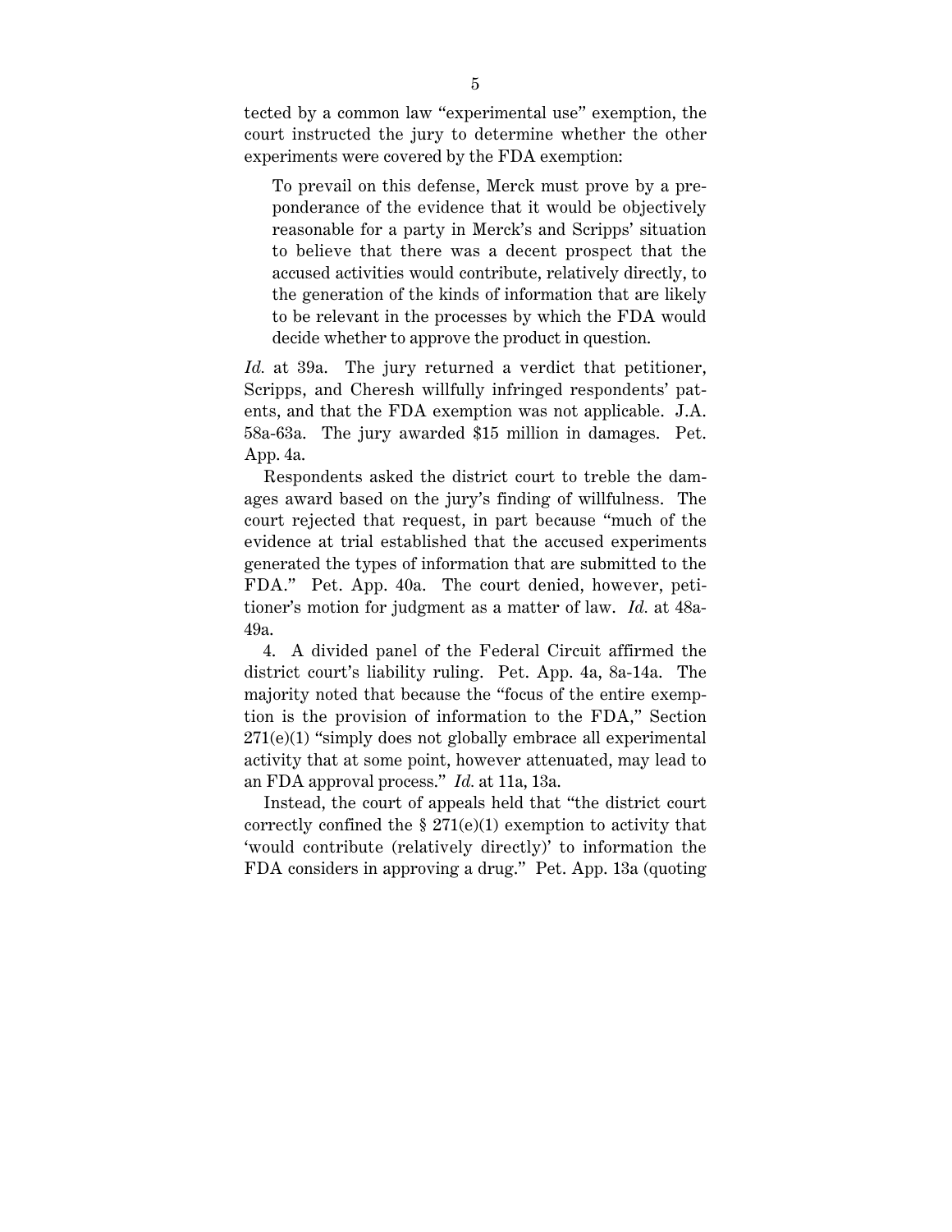tected by a common law "experimental use" exemption, the court instructed the jury to determine whether the other experiments were covered by the FDA exemption:

> To prevail on this defense, Merck must prove by a preponderance of the evidence that it would be objectively reasonable for a party in Merck's and Scripps' situation to believe that there was a decent prospect that the accused activities would contribute, relatively directly, to the generation of the kinds of information that are likely to be relevant in the processes by which the FDA would decide whether to approve the product in question.

*Id.* at 39a. The jury returned a verdict that petitioner, Scripps, and Cheresh willfully infringed respondents' patents, and that the FDA exemption was not applicable. J.A. 58a-63a. The jury awarded $15 million in damages. Pet. App. 4a.

Respondents asked the district court to treble the damages award based on the jury's finding of willfulness. The court rejected that request, in part because "much of the evidence at trial established that the accused experiments generated the types of information that are submitted to the FDA." Pet. App. 40a. The court denied, however, petitioner's motion for judgment as a matter of law. *Id.* at 48a-49a.

4. A divided panel of the Federal Circuit affirmed the district court's liability ruling. Pet. App. 4a, 8a-14a. The majority noted that because the "focus of the entire exemption is the provision of information to the FDA," Section 271(e)(1) "simply does not globally embrace all experimental activity that at some point, however attenuated, may lead to an FDA approval process." *Id.* at 11a, 13a.

Instead, the court of appeals held that "the district court correctly confined the § 271(e)(1) exemption to activity that 'would contribute (relatively directly)' to information the FDA considers in approving a drug." Pet. App. 13a (quoting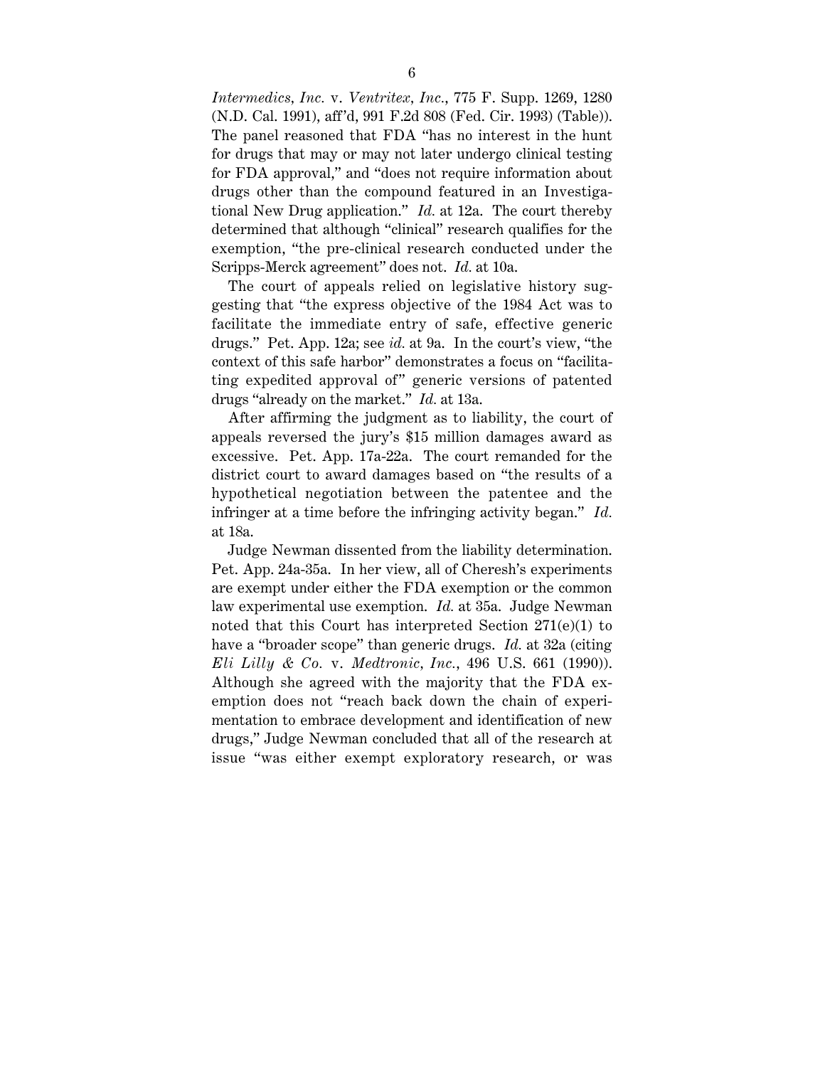*Intermedics, Inc.* v. *Ventritex, Inc.*, 775 F. Supp. 1269, 1280 (N.D. Cal. 1991), aff'd, 991 F.2d 808 (Fed. Cir. 1993) (Table)). The panel reasoned that FDA "has no interest in the hunt for drugs that may or may not later undergo clinical testing for FDA approval," and "does not require information about drugs other than the compound featured in an Investigational New Drug application." *Id.* at 12a. The court thereby determined that although "clinical" research qualifies for the exemption, "the pre-clinical research conducted under the Scripps-Merck agreement" does not. *Id.* at 10a.

The court of appeals relied on legislative history suggesting that "the express objective of the 1984 Act was to facilitate the immediate entry of safe, effective generic drugs." Pet. App. 12a; see *id.* at 9a. In the court's view, "the context of this safe harbor" demonstrates a focus on "facilitating expedited approval of" generic versions of patented drugs "already on the market." *Id.* at 13a.

After affirming the judgment as to liability, the court of appeals reversed the jury's $15 million damages award as excessive. Pet. App. 17a-22a. The court remanded for the district court to award damages based on "the results of a hypothetical negotiation between the patentee and the infringer at a time before the infringing activity began." *Id.* at 18a.

Judge Newman dissented from the liability determination. Pet. App. 24a-35a. In her view, all of Cheresh's experiments are exempt under either the FDA exemption or the common law experimental use exemption. *Id.* at 35a. Judge Newman noted that this Court has interpreted Section 271(e)(1) to have a "broader scope" than generic drugs. *Id.* at 32a (citing *Eli Lilly & Co.* v. *Medtronic, Inc.*, 496 U.S. 661 (1990)). Although she agreed with the majority that the FDA exemption does not "reach back down the chain of experimentation to embrace development and identification of new drugs," Judge Newman concluded that all of the research at issue "was either exempt exploratory research, or was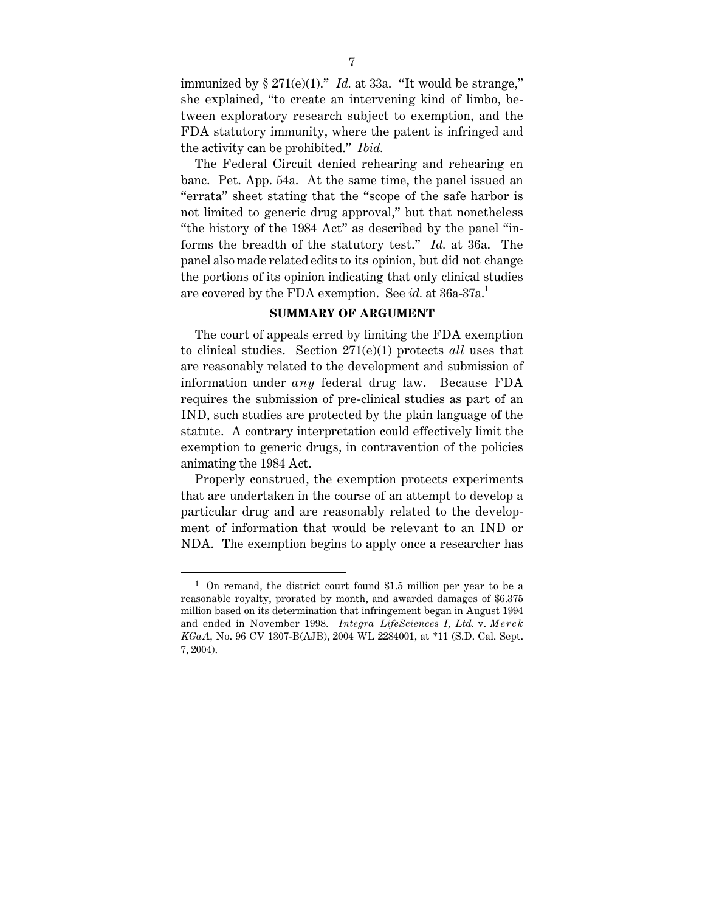immunized by § 271(e)(1)." *Id.* at 33a. "It would be strange," she explained, "to create an intervening kind of limbo, between exploratory research subject to exemption, and the FDA statutory immunity, where the patent is infringed and the activity can be prohibited." *Ibid.*

The Federal Circuit denied rehearing and rehearing en banc. Pet. App. 54a. At the same time, the panel issued an "errata" sheet stating that the "scope of the safe harbor is not limited to generic drug approval," but that nonetheless "the history of the 1984 Act" as described by the panel "informs the breadth of the statutory test." *Id.* at 36a. The panel also made related edits to its opinion, but did not change the portions of its opinion indicating that only clinical studies are covered by the FDA exemption. See *id.* at 36a-37a.[1]

## SUMMARY OF ARGUMENT

The court of appeals erred by limiting the FDA exemption to clinical studies. Section 271(e)(1) protects *all* uses that are reasonably related to the development and submission of information under *any* federal drug law. Because FDA requires the submission of pre-clinical studies as part of an IND, such studies are protected by the plain language of the statute. A contrary interpretation could effectively limit the exemption to generic drugs, in contravention of the policies animating the 1984 Act.

Properly construed, the exemption protects experiments that are undertaken in the course of an attempt to develop a particular drug and are reasonably related to the development of information that would be relevant to an IND or NDA. The exemption begins to apply once a researcher has

---

[1] On remand, the district court found $1.5 million per year to be a reasonable royalty, prorated by month, and awarded damages of $6.375 million based on its determination that infringement began in August 1994 and ended in November 1998. *Integra LifeSciences I, Ltd.* v. *Merck KGaA*, No. 96 CV 1307-B(AJB), 2004 WL 2284001, at *11 (S.D. Cal. Sept. 7, 2004).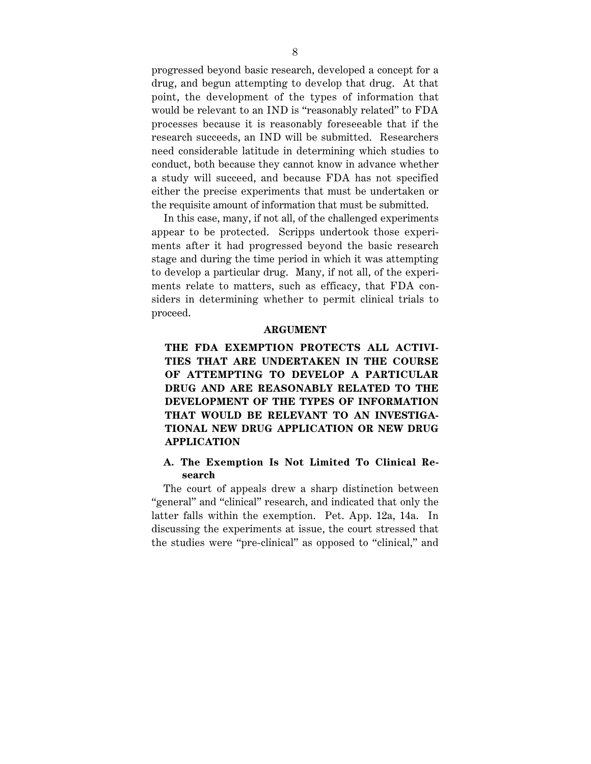progressed beyond basic research, developed a concept for a drug, and begun attempting to develop that drug. At that point, the development of the types of information that would be relevant to an IND is "reasonably related" to FDA processes because it is reasonably foreseeable that if the research succeeds, an IND will be submitted. Researchers need considerable latitude in determining which studies to conduct, both because they cannot know in advance whether a study will succeed, and because FDA has not specified either the precise experiments that must be undertaken or the requisite amount of information that must be submitted.

In this case, many, if not all, of the challenged experiments appear to be protected. Scripps undertook those experiments after it had progressed beyond the basic research stage and during the time period in which it was attempting to develop a particular drug. Many, if not all, of the experiments relate to matters, such as efficacy, that FDA considers in determining whether to permit clinical trials to proceed.

## ARGUMENT

### THE FDA EXEMPTION PROTECTS ALL ACTIVITIES THAT ARE UNDERTAKEN IN THE COURSE OF ATTEMPTING TO DEVELOP A PARTICULAR DRUG AND ARE REASONABLY RELATED TO THE DEVELOPMENT OF THE TYPES OF INFORMATION THAT WOULD BE RELEVANT TO AN INVESTIGATIONAL NEW DRUG APPLICATION OR NEW DRUG APPLICATION

#### A. The Exemption Is Not Limited To Clinical Research

The court of appeals drew a sharp distinction between "general" and "clinical" research, and indicated that only the latter falls within the exemption. Pet. App. 12a, 14a. In discussing the experiments at issue, the court stressed that the studies were "pre-clinical" as opposed to "clinical," and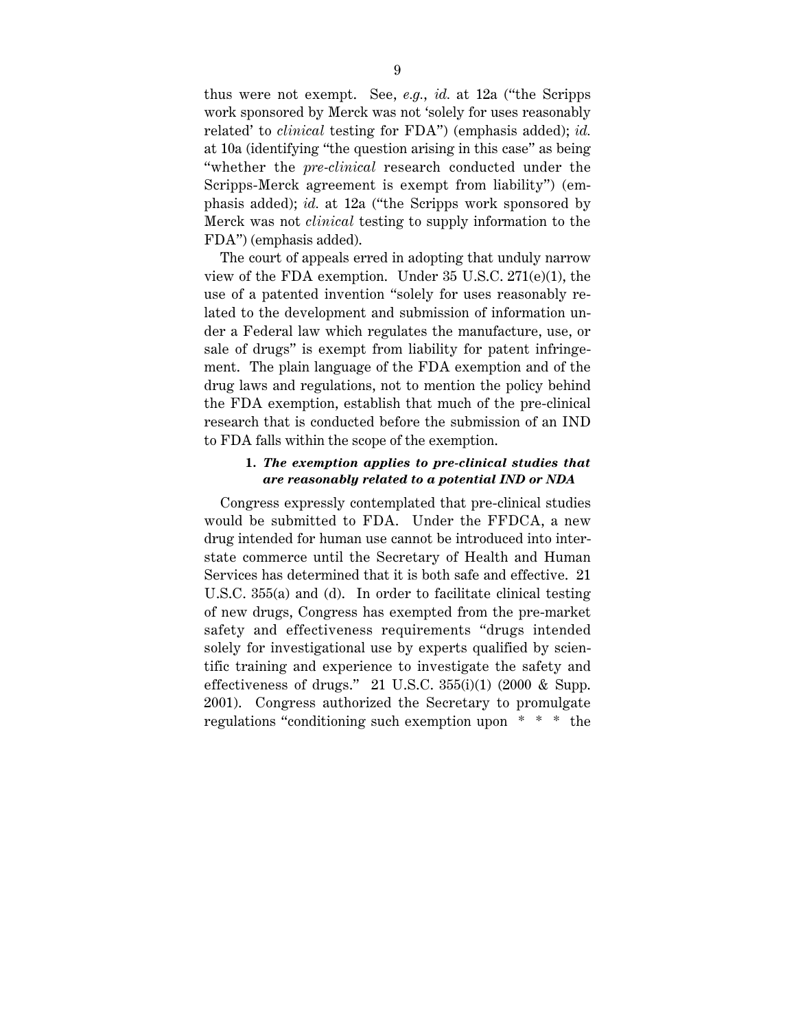thus were not exempt. See, *e.g.*, *id.* at 12a ("the Scripps work sponsored by Merck was not 'solely for uses reasonably related' to *clinical* testing for FDA") (emphasis added); *id.* at 10a (identifying "the question arising in this case" as being "whether the *pre-clinical* research conducted under the Scripps-Merck agreement is exempt from liability") (emphasis added); *id.* at 12a ("the Scripps work sponsored by Merck was not *clinical* testing to supply information to the FDA") (emphasis added).

The court of appeals erred in adopting that unduly narrow view of the FDA exemption. Under 35 U.S.C. 271(e)(1), the use of a patented invention "solely for uses reasonably related to the development and submission of information under a Federal law which regulates the manufacture, use, or sale of drugs" is exempt from liability for patent infringement. The plain language of the FDA exemption and of the drug laws and regulations, not to mention the policy behind the FDA exemption, establish that much of the pre-clinical research that is conducted before the submission of an IND to FDA falls within the scope of the exemption.

**1. *The exemption applies to pre-clinical studies that are reasonably related to a potential IND or NDA***

Congress expressly contemplated that pre-clinical studies would be submitted to FDA. Under the FFDCA, a new drug intended for human use cannot be introduced into interstate commerce until the Secretary of Health and Human Services has determined that it is both safe and effective. 21 U.S.C. 355(a) and (d). In order to facilitate clinical testing of new drugs, Congress has exempted from the pre-market safety and effectiveness requirements "drugs intended solely for investigational use by experts qualified by scientific training and experience to investigate the safety and effectiveness of drugs." 21 U.S.C. 355(i)(1) (2000 & Supp. 2001). Congress authorized the Secretary to promulgate regulations "conditioning such exemption upon * * * the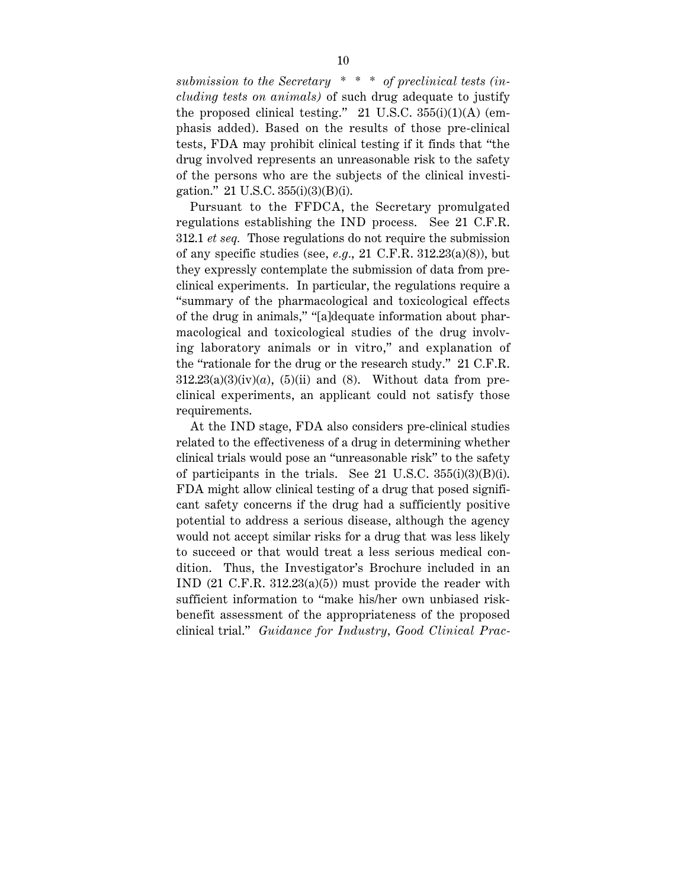*submission to the Secretary * * * of preclinical tests (including tests on animals)* of such drug adequate to justify the proposed clinical testing." 21 U.S.C. 355(i)(1)(A) (emphasis added). Based on the results of those pre-clinical tests, FDA may prohibit clinical testing if it finds that "the drug involved represents an unreasonable risk to the safety of the persons who are the subjects of the clinical investigation." 21 U.S.C. 355(i)(3)(B)(i).

Pursuant to the FFDCA, the Secretary promulgated regulations establishing the IND process. See 21 C.F.R. 312.1 *et seq.* Those regulations do not require the submission of any specific studies (see, *e.g.*, 21 C.F.R. 312.23(a)(8)), but they expressly contemplate the submission of data from pre-clinical experiments. In particular, the regulations require a "summary of the pharmacological and toxicological effects of the drug in animals," "[a]dequate information about pharmacological and toxicological studies of the drug involving laboratory animals or in vitro," and explanation of the "rationale for the drug or the research study." 21 C.F.R. 312.23(a)(3)(iv)(*a*), (5)(ii) and (8). Without data from pre-clinical experiments, an applicant could not satisfy those requirements.

At the IND stage, FDA also considers pre-clinical studies related to the effectiveness of a drug in determining whether clinical trials would pose an "unreasonable risk" to the safety of participants in the trials. See 21 U.S.C. 355(i)(3)(B)(i). FDA might allow clinical testing of a drug that posed significant safety concerns if the drug had a sufficiently positive potential to address a serious disease, although the agency would not accept similar risks for a drug that was less likely to succeed or that would treat a less serious medical condition. Thus, the Investigator's Brochure included in an IND (21 C.F.R. 312.23(a)(5)) must provide the reader with sufficient information to "make his/her own unbiased risk-benefit assessment of the appropriateness of the proposed clinical trial." *Guidance for Industry, Good Clinical Prac-*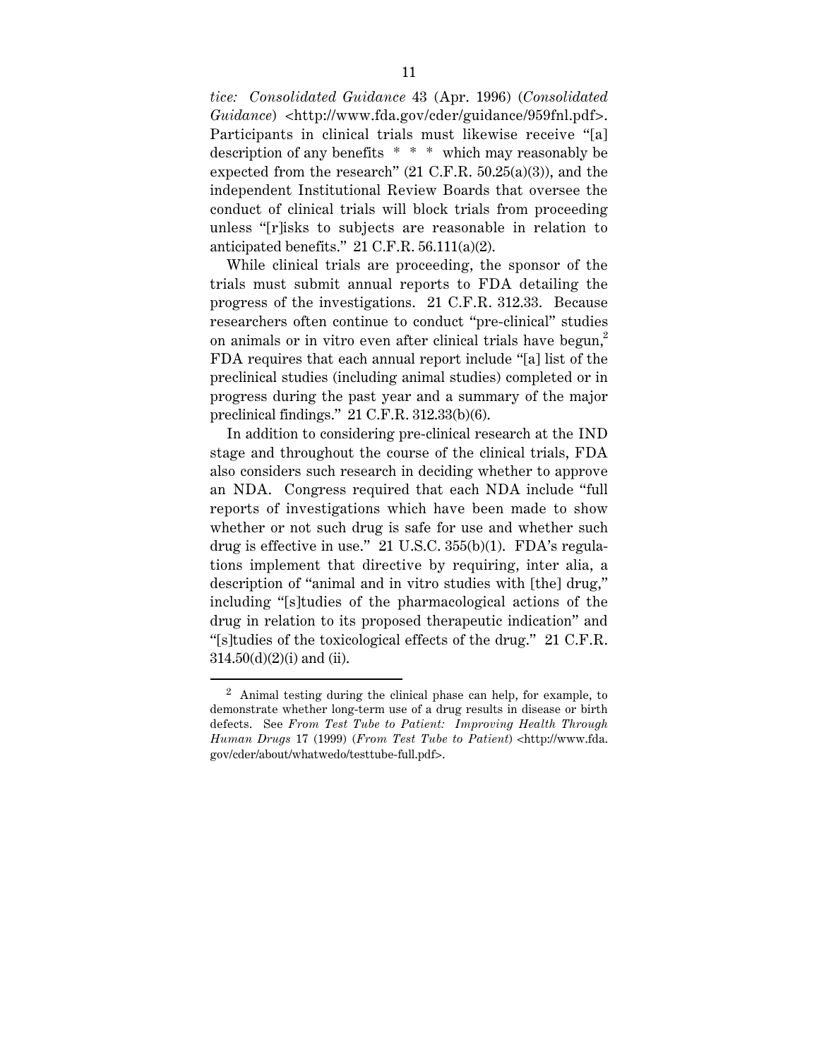*tice: Consolidated Guidance* 43 (Apr. 1996) (*Consolidated Guidance*) <http://www.fda.gov/cder/guidance/959fnl.pdf>. Participants in clinical trials must likewise receive "[a] description of any benefits * * * which may reasonably be expected from the research" (21 C.F.R. 50.25(a)(3)), and the independent Institutional Review Boards that oversee the conduct of clinical trials will block trials from proceeding unless "[r]isks to subjects are reasonable in relation to anticipated benefits." 21 C.F.R. 56.111(a)(2).

While clinical trials are proceeding, the sponsor of the trials must submit annual reports to FDA detailing the progress of the investigations. 21 C.F.R. 312.33. Because researchers often continue to conduct "pre-clinical" studies on animals or in vitro even after clinical trials have begun,[2] FDA requires that each annual report include "[a] list of the preclinical studies (including animal studies) completed or in progress during the past year and a summary of the major preclinical findings." 21 C.F.R. 312.33(b)(6).

In addition to considering pre-clinical research at the IND stage and throughout the course of the clinical trials, FDA also considers such research in deciding whether to approve an NDA. Congress required that each NDA include "full reports of investigations which have been made to show whether or not such drug is safe for use and whether such drug is effective in use." 21 U.S.C. 355(b)(1). FDA's regulations implement that directive by requiring, inter alia, a description of "animal and in vitro studies with [the] drug," including "[s]tudies of the pharmacological actions of the drug in relation to its proposed therapeutic indication" and "[s]tudies of the toxicological effects of the drug." 21 C.F.R. 314.50(d)(2)(i) and (ii).

---

[2] Animal testing during the clinical phase can help, for example, to demonstrate whether long-term use of a drug results in disease or birth defects. See *From Test Tube to Patient: Improving Health Through Human Drugs* 17 (1999) (*From Test Tube to Patient*) <http://www.fda.gov/cder/about/whatwedo/testtube-full.pdf>.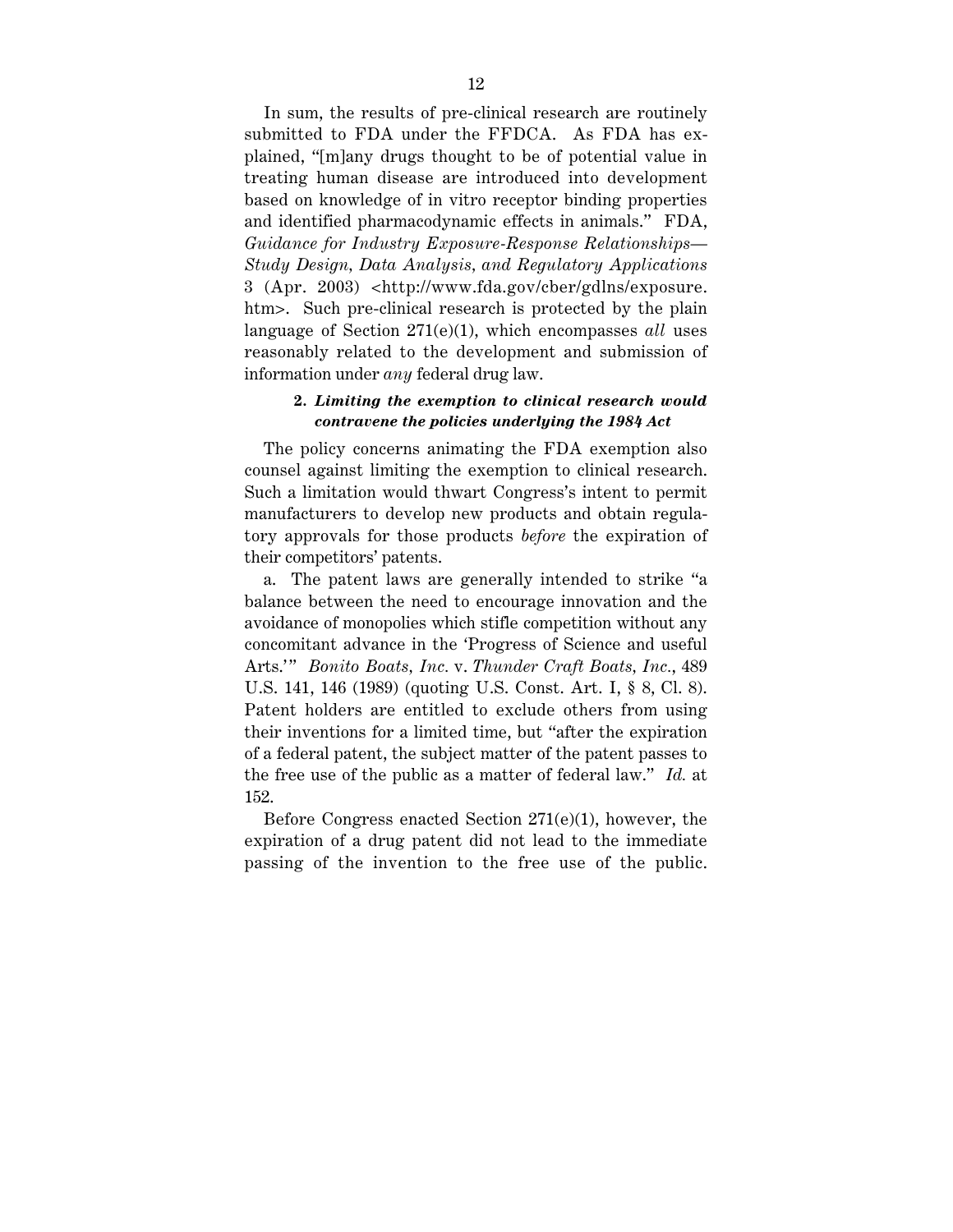In sum, the results of pre-clinical research are routinely submitted to FDA under the FFDCA. As FDA has explained, "[m]any drugs thought to be of potential value in treating human disease are introduced into development based on knowledge of in vitro receptor binding properties and identified pharmacodynamic effects in animals." FDA, *Guidance for Industry Exposure-Response Relationships—Study Design, Data Analysis, and Regulatory Applications* 3 (Apr. 2003) <http://www.fda.gov/cber/gdlns/exposure.htm>. Such pre-clinical research is protected by the plain language of Section 271(e)(1), which encompasses *all* uses reasonably related to the development and submission of information under *any* federal drug law.

**2. *Limiting the exemption to clinical research would contravene the policies underlying the 1984 Act***

The policy concerns animating the FDA exemption also counsel against limiting the exemption to clinical research. Such a limitation would thwart Congress's intent to permit manufacturers to develop new products and obtain regulatory approvals for those products *before* the expiration of their competitors' patents.

a. The patent laws are generally intended to strike "a balance between the need to encourage innovation and the avoidance of monopolies which stifle competition without any concomitant advance in the 'Progress of Science and useful Arts.'" *Bonito Boats, Inc.* v. *Thunder Craft Boats, Inc.*, 489 U.S. 141, 146 (1989) (quoting U.S. Const. Art. I, § 8, Cl. 8). Patent holders are entitled to exclude others from using their inventions for a limited time, but "after the expiration of a federal patent, the subject matter of the patent passes to the free use of the public as a matter of federal law." *Id.* at 152.

Before Congress enacted Section 271(e)(1), however, the expiration of a drug patent did not lead to the immediate passing of the invention to the free use of the public.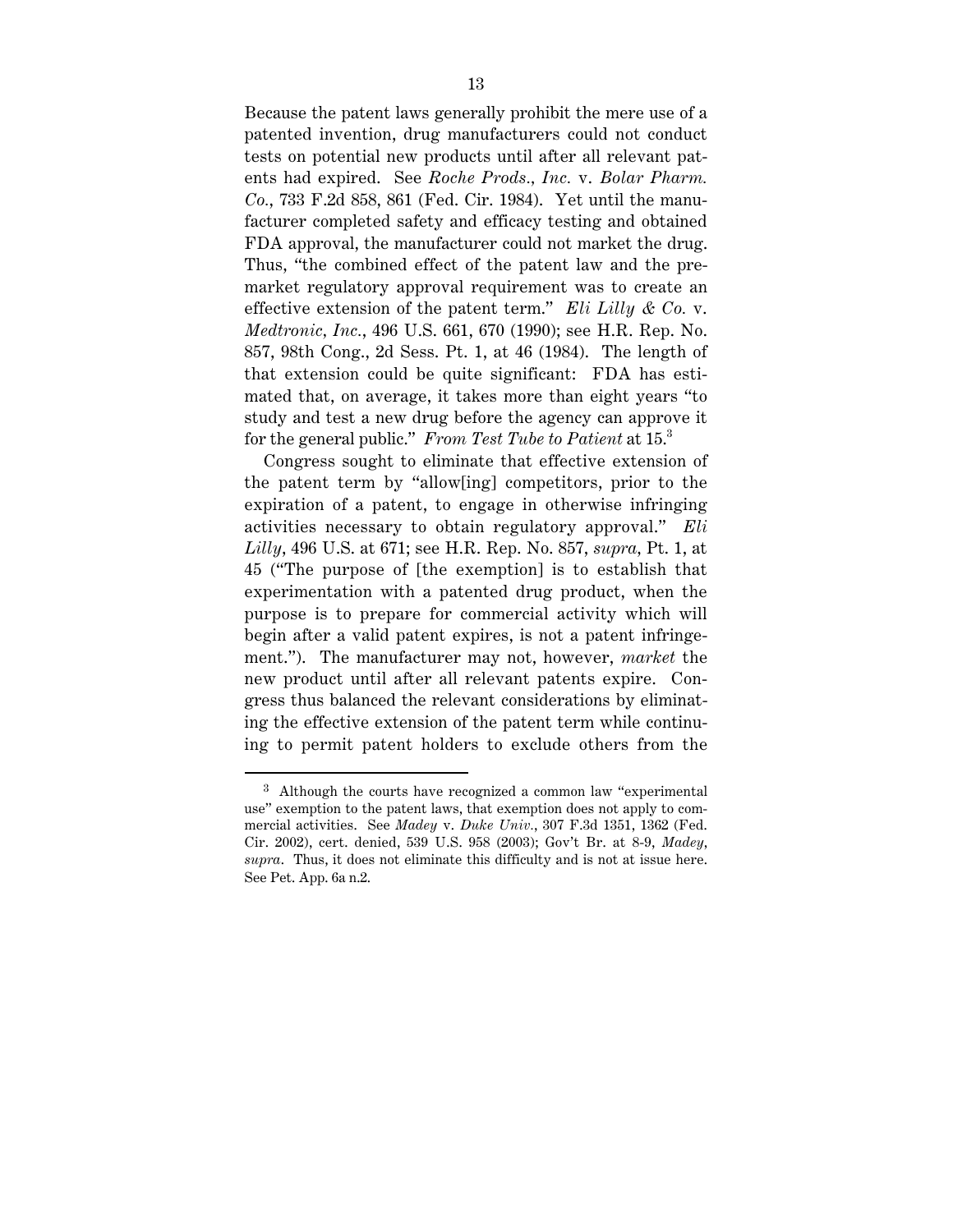Because the patent laws generally prohibit the mere use of a patented invention, drug manufacturers could not conduct tests on potential new products until after all relevant patents had expired. See *Roche Prods., Inc.* v. *Bolar Pharm. Co.*, 733 F.2d 858, 861 (Fed. Cir. 1984). Yet until the manufacturer completed safety and efficacy testing and obtained FDA approval, the manufacturer could not market the drug. Thus, "the combined effect of the patent law and the premarket regulatory approval requirement was to create an effective extension of the patent term." *Eli Lilly & Co.* v. *Medtronic, Inc.*, 496 U.S. 661, 670 (1990); see H.R. Rep. No. 857, 98th Cong., 2d Sess. Pt. 1, at 46 (1984). The length of that extension could be quite significant: FDA has estimated that, on average, it takes more than eight years "to study and test a new drug before the agency can approve it for the general public." *From Test Tube to Patient* at 15.[3]

Congress sought to eliminate that effective extension of the patent term by "allow[ing] competitors, prior to the expiration of a patent, to engage in otherwise infringing activities necessary to obtain regulatory approval." *Eli Lilly*, 496 U.S. at 671; see H.R. Rep. No. 857, *supra*, Pt. 1, at 45 ("The purpose of [the exemption] is to establish that experimentation with a patented drug product, when the purpose is to prepare for commercial activity which will begin after a valid patent expires, is not a patent infringement."). The manufacturer may not, however, *market* the new product until after all relevant patents expire. Congress thus balanced the relevant considerations by eliminating the effective extension of the patent term while continuing to permit patent holders to exclude others from the

---

[3] Although the courts have recognized a common law "experimental use" exemption to the patent laws, that exemption does not apply to commercial activities. See *Madey* v. *Duke Univ.*, 307 F.3d 1351, 1362 (Fed. Cir. 2002), cert. denied, 539 U.S. 958 (2003); Gov't Br. at 8-9, *Madey*, *supra*. Thus, it does not eliminate this difficulty and is not at issue here. See Pet. App. 6a n.2.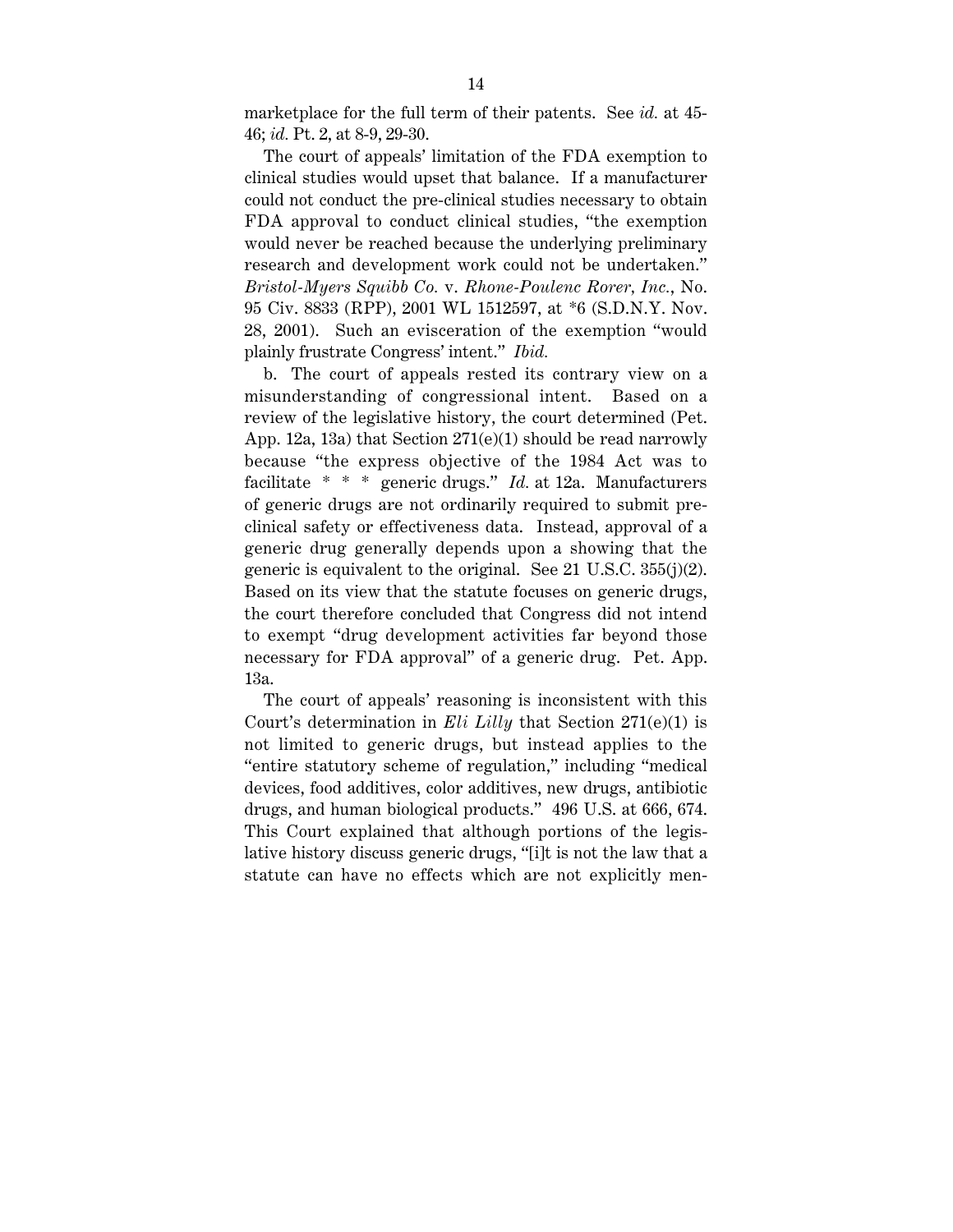marketplace for the full term of their patents. See *id.* at 45-46; *id.* Pt. 2, at 8-9, 29-30.

The court of appeals' limitation of the FDA exemption to clinical studies would upset that balance. If a manufacturer could not conduct the pre-clinical studies necessary to obtain FDA approval to conduct clinical studies, "the exemption would never be reached because the underlying preliminary research and development work could not be undertaken." *Bristol-Myers Squibb Co.* v. *Rhone-Poulenc Rorer, Inc.*, No. 95 Civ. 8833 (RPP), 2001 WL 1512597, at *6 (S.D.N.Y. Nov. 28, 2001). Such an evisceration of the exemption "would plainly frustrate Congress' intent." *Ibid.*

b. The court of appeals rested its contrary view on a misunderstanding of congressional intent. Based on a review of the legislative history, the court determined (Pet. App. 12a, 13a) that Section 271(e)(1) should be read narrowly because "the express objective of the 1984 Act was to facilitate * * * generic drugs." *Id.* at 12a. Manufacturers of generic drugs are not ordinarily required to submit pre-clinical safety or effectiveness data. Instead, approval of a generic drug generally depends upon a showing that the generic is equivalent to the original. See 21 U.S.C. 355(j)(2). Based on its view that the statute focuses on generic drugs, the court therefore concluded that Congress did not intend to exempt "drug development activities far beyond those necessary for FDA approval" of a generic drug. Pet. App. 13a.

The court of appeals' reasoning is inconsistent with this Court's determination in *Eli Lilly* that Section 271(e)(1) is not limited to generic drugs, but instead applies to the "entire statutory scheme of regulation," including "medical devices, food additives, color additives, new drugs, antibiotic drugs, and human biological products." 496 U.S. at 666, 674. This Court explained that although portions of the legislative history discuss generic drugs, "[i]t is not the law that a statute can have no effects which are not explicitly men-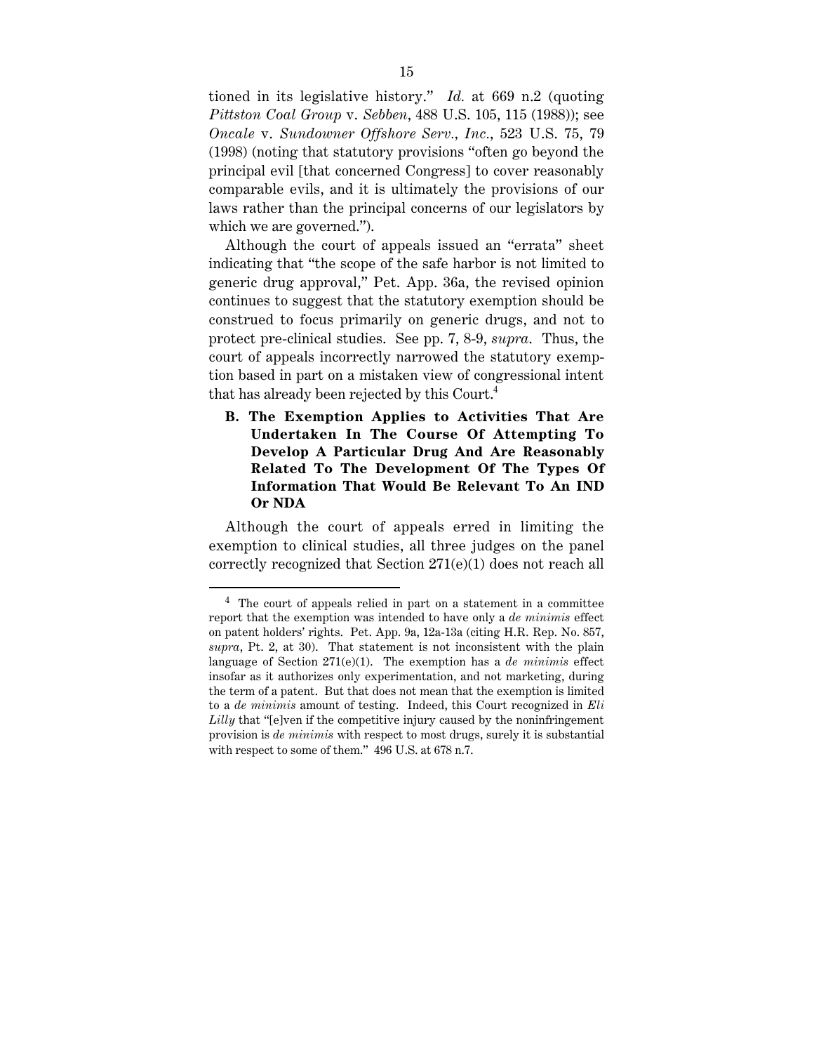tioned in its legislative history." *Id.* at 669 n.2 (quoting *Pittston Coal Group* v. *Sebben*, 488 U.S. 105, 115 (1988)); see *Oncale* v. *Sundowner Offshore Serv., Inc.*, 523 U.S. 75, 79 (1998) (noting that statutory provisions "often go beyond the principal evil [that concerned Congress] to cover reasonably comparable evils, and it is ultimately the provisions of our laws rather than the principal concerns of our legislators by which we are governed.").

Although the court of appeals issued an "errata" sheet indicating that "the scope of the safe harbor is not limited to generic drug approval," Pet. App. 36a, the revised opinion continues to suggest that the statutory exemption should be construed to focus primarily on generic drugs, and not to protect pre-clinical studies. See pp. 7, 8-9, *supra*. Thus, the court of appeals incorrectly narrowed the statutory exemption based in part on a mistaken view of congressional intent that has already been rejected by this Court.[4]

**B. The Exemption Applies to Activities That Are Undertaken In The Course Of Attempting To Develop A Particular Drug And Are Reasonably Related To The Development Of The Types Of Information That Would Be Relevant To An IND Or NDA**

Although the court of appeals erred in limiting the exemption to clinical studies, all three judges on the panel correctly recognized that Section 271(e)(1) does not reach all

---

[4] The court of appeals relied in part on a statement in a committee report that the exemption was intended to have only a *de minimis* effect on patent holders' rights. Pet. App. 9a, 12a-13a (citing H.R. Rep. No. 857, *supra*, Pt. 2, at 30). That statement is not inconsistent with the plain language of Section 271(e)(1). The exemption has a *de minimis* effect insofar as it authorizes only experimentation, and not marketing, during the term of a patent. But that does not mean that the exemption is limited to a *de minimis* amount of testing. Indeed, this Court recognized in *Eli Lilly* that "[e]ven if the competitive injury caused by the noninfringement provision is *de minimis* with respect to most drugs, surely it is substantial with respect to some of them." 496 U.S. at 678 n.7.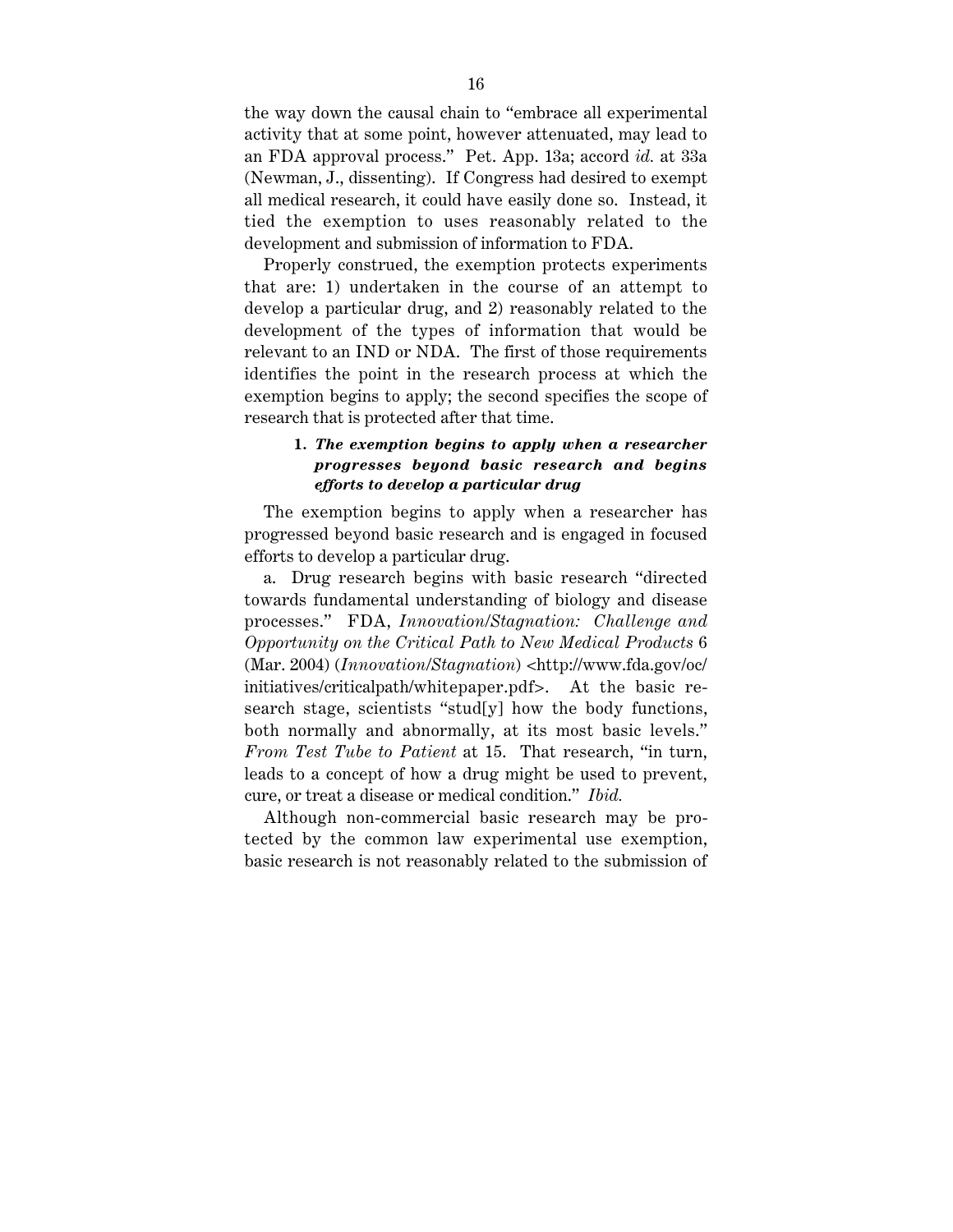the way down the causal chain to "embrace all experimental activity that at some point, however attenuated, may lead to an FDA approval process." Pet. App. 13a; accord *id.* at 33a (Newman, J., dissenting). If Congress had desired to exempt all medical research, it could have easily done so. Instead, it tied the exemption to uses reasonably related to the development and submission of information to FDA.

Properly construed, the exemption protects experiments that are: 1) undertaken in the course of an attempt to develop a particular drug, and 2) reasonably related to the development of the types of information that would be relevant to an IND or NDA. The first of those requirements identifies the point in the research process at which the exemption begins to apply; the second specifies the scope of research that is protected after that time.

**1. *The exemption begins to apply when a researcher progresses beyond basic research and begins efforts to develop a particular drug***

The exemption begins to apply when a researcher has progressed beyond basic research and is engaged in focused efforts to develop a particular drug.

a. Drug research begins with basic research "directed towards fundamental understanding of biology and disease processes." FDA, *Innovation/Stagnation: Challenge and Opportunity on the Critical Path to New Medical Products* 6 (Mar. 2004) (*Innovation/Stagnation*) <http://www.fda.gov/oc/initiatives/criticalpath/whitepaper.pdf>. At the basic research stage, scientists "stud[y] how the body functions, both normally and abnormally, at its most basic levels." *From Test Tube to Patient* at 15. That research, "in turn, leads to a concept of how a drug might be used to prevent, cure, or treat a disease or medical condition." *Ibid.*

Although non-commercial basic research may be protected by the common law experimental use exemption, basic research is not reasonably related to the submission of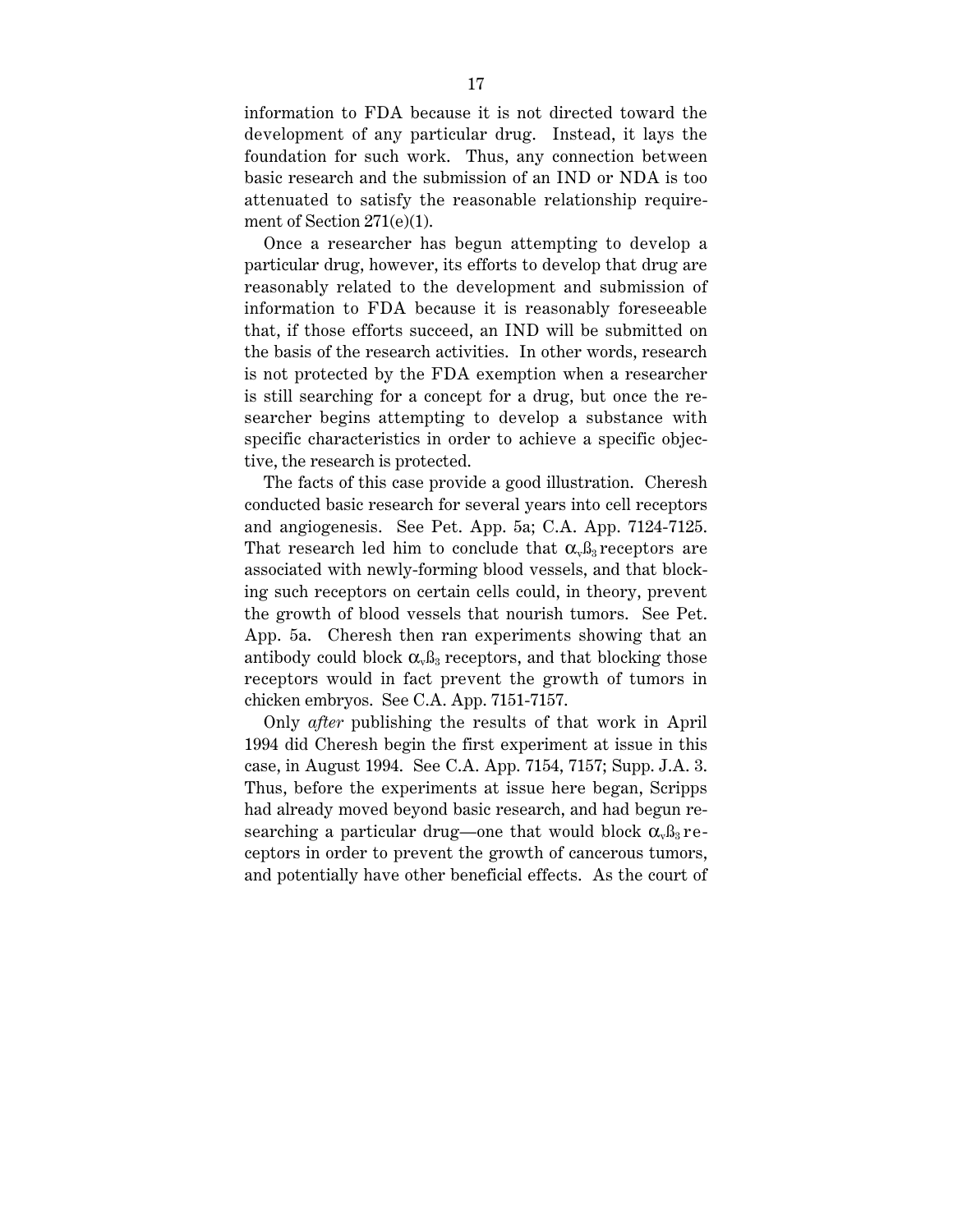information to FDA because it is not directed toward the development of any particular drug. Instead, it lays the foundation for such work. Thus, any connection between basic research and the submission of an IND or NDA is too attenuated to satisfy the reasonable relationship requirement of Section 271(e)(1).

Once a researcher has begun attempting to develop a particular drug, however, its efforts to develop that drug are reasonably related to the development and submission of information to FDA because it is reasonably foreseeable that, if those efforts succeed, an IND will be submitted on the basis of the research activities. In other words, research is not protected by the FDA exemption when a researcher is still searching for a concept for a drug, but once the researcher begins attempting to develop a substance with specific characteristics in order to achieve a specific objective, the research is protected.

The facts of this case provide a good illustration. Cheresh conducted basic research for several years into cell receptors and angiogenesis. See Pet. App. 5a; C.A. App. 7124-7125. That research led him to conclude that $\alpha_v\beta_3$ receptors are associated with newly-forming blood vessels, and that blocking such receptors on certain cells could, in theory, prevent the growth of blood vessels that nourish tumors. See Pet. App. 5a. Cheresh then ran experiments showing that an antibody could block $\alpha_v\beta_3$ receptors, and that blocking those receptors would in fact prevent the growth of tumors in chicken embryos. See C.A. App. 7151-7157.

Only *after* publishing the results of that work in April 1994 did Cheresh begin the first experiment at issue in this case, in August 1994. See C.A. App. 7154, 7157; Supp. J.A. 3. Thus, before the experiments at issue here began, Scripps had already moved beyond basic research, and had begun researching a particular drug—one that would block $\alpha_v\beta_3$ receptors in order to prevent the growth of cancerous tumors, and potentially have other beneficial effects. As the court of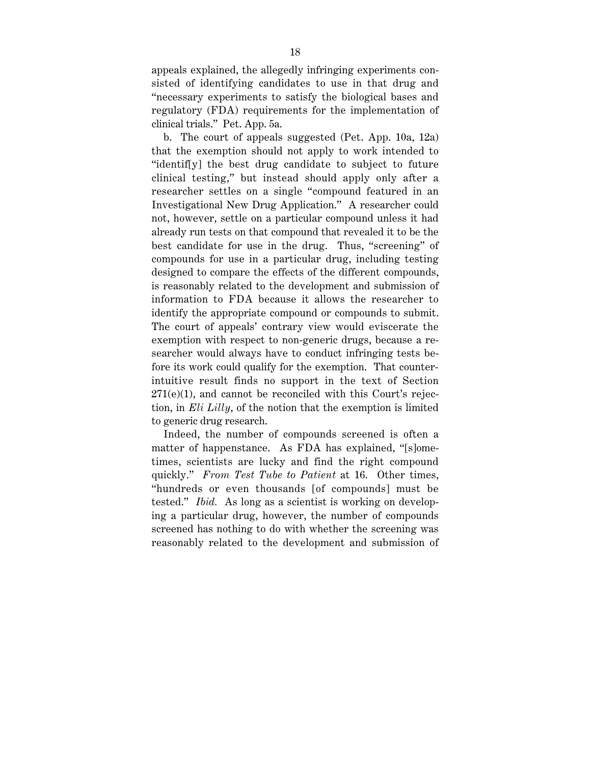appeals explained, the allegedly infringing experiments consisted of identifying candidates to use in that drug and "necessary experiments to satisfy the biological bases and regulatory (FDA) requirements for the implementation of clinical trials." Pet. App. 5a.

b. The court of appeals suggested (Pet. App. 10a, 12a) that the exemption should not apply to work intended to "identif[y] the best drug candidate to subject to future clinical testing," but instead should apply only after a researcher settles on a single "compound featured in an Investigational New Drug Application." A researcher could not, however, settle on a particular compound unless it had already run tests on that compound that revealed it to be the best candidate for use in the drug. Thus, "screening" of compounds for use in a particular drug, including testing designed to compare the effects of the different compounds, is reasonably related to the development and submission of information to FDA because it allows the researcher to identify the appropriate compound or compounds to submit. The court of appeals' contrary view would eviscerate the exemption with respect to non-generic drugs, because a researcher would always have to conduct infringing tests before its work could qualify for the exemption. That counter-intuitive result finds no support in the text of Section 271(e)(1), and cannot be reconciled with this Court's rejection, in *Eli Lilly*, of the notion that the exemption is limited to generic drug research.

Indeed, the number of compounds screened is often a matter of happenstance. As FDA has explained, "[s]ometimes, scientists are lucky and find the right compound quickly." *From Test Tube to Patient* at 16. Other times, "hundreds or even thousands [of compounds] must be tested." *Ibid.* As long as a scientist is working on developing a particular drug, however, the number of compounds screened has nothing to do with whether the screening was reasonably related to the development and submission of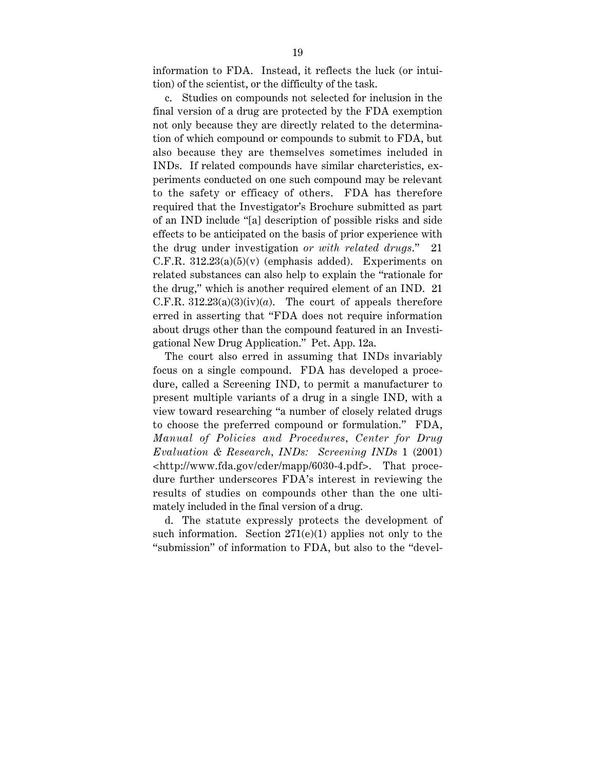information to FDA. Instead, it reflects the luck (or intuition) of the scientist, or the difficulty of the task.

c. Studies on compounds not selected for inclusion in the final version of a drug are protected by the FDA exemption not only because they are directly related to the determination of which compound or compounds to submit to FDA, but also because they are themselves sometimes included in INDs. If related compounds have similar charcteristics, experiments conducted on one such compound may be relevant to the safety or efficacy of others. FDA has therefore required that the Investigator's Brochure submitted as part of an IND include "[a] description of possible risks and side effects to be anticipated on the basis of prior experience with the drug under investigation *or with related drugs*." 21 C.F.R. 312.23(a)(5)(v) (emphasis added). Experiments on related substances can also help to explain the "rationale for the drug," which is another required element of an IND. 21 C.F.R. 312.23(a)(3)(iv)(*a*). The court of appeals therefore erred in asserting that "FDA does not require information about drugs other than the compound featured in an Investigational New Drug Application." Pet. App. 12a.

The court also erred in assuming that INDs invariably focus on a single compound. FDA has developed a procedure, called a Screening IND, to permit a manufacturer to present multiple variants of a drug in a single IND, with a view toward researching "a number of closely related drugs to choose the preferred compound or formulation." FDA, *Manual of Policies and Procedures, Center for Drug Evaluation & Research, INDs: Screening INDs* 1 (2001) <http://www.fda.gov/cder/mapp/6030-4.pdf>. That procedure further underscores FDA's interest in reviewing the results of studies on compounds other than the one ultimately included in the final version of a drug.

d. The statute expressly protects the development of such information. Section 271(e)(1) applies not only to the "submission" of information to FDA, but also to the "devel-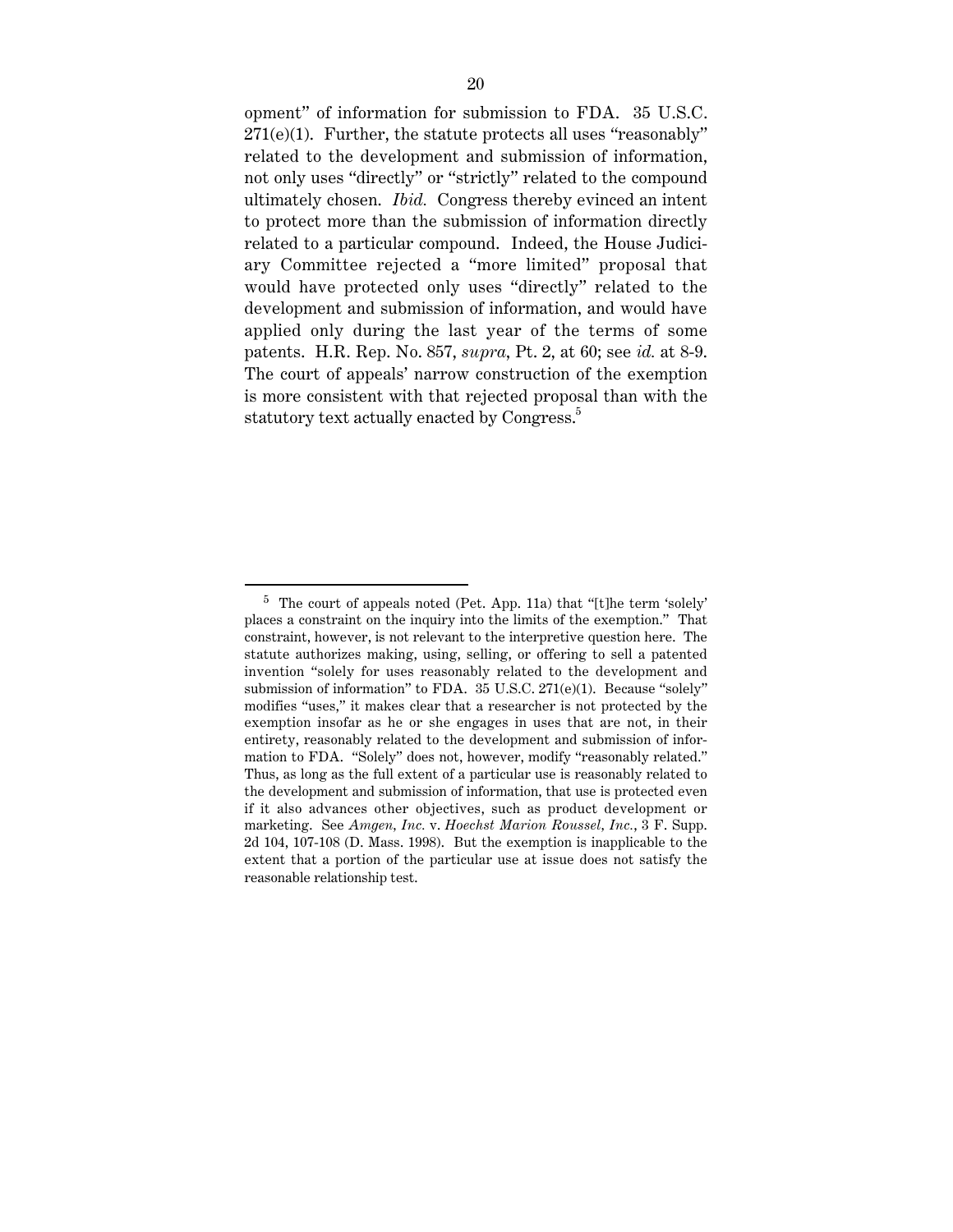opment" of information for submission to FDA. 35 U.S.C. 271(e)(1). Further, the statute protects all uses "reasonably" related to the development and submission of information, not only uses "directly" or "strictly" related to the compound ultimately chosen. *Ibid.* Congress thereby evinced an intent to protect more than the submission of information directly related to a particular compound. Indeed, the House Judiciary Committee rejected a "more limited" proposal that would have protected only uses "directly" related to the development and submission of information, and would have applied only during the last year of the terms of some patents. H.R. Rep. No. 857, *supra*, Pt. 2, at 60; see *id.* at 8-9. The court of appeals' narrow construction of the exemption is more consistent with that rejected proposal than with the statutory text actually enacted by Congress.[5]

---

[5] The court of appeals noted (Pet. App. 11a) that "[t]he term 'solely' places a constraint on the inquiry into the limits of the exemption." That constraint, however, is not relevant to the interpretive question here. The statute authorizes making, using, selling, or offering to sell a patented invention "solely for uses reasonably related to the development and submission of information" to FDA. 35 U.S.C. 271(e)(1). Because "solely" modifies "uses," it makes clear that a researcher is not protected by the exemption insofar as he or she engages in uses that are not, in their entirety, reasonably related to the development and submission of information to FDA. "Solely" does not, however, modify "reasonably related." Thus, as long as the full extent of a particular use is reasonably related to the development and submission of information, that use is protected even if it also advances other objectives, such as product development or marketing. See *Amgen, Inc.* v. *Hoechst Marion Roussel, Inc.*, 3 F. Supp. 2d 104, 107-108 (D. Mass. 1998). But the exemption is inapplicable to the extent that a portion of the particular use at issue does not satisfy the reasonable relationship test.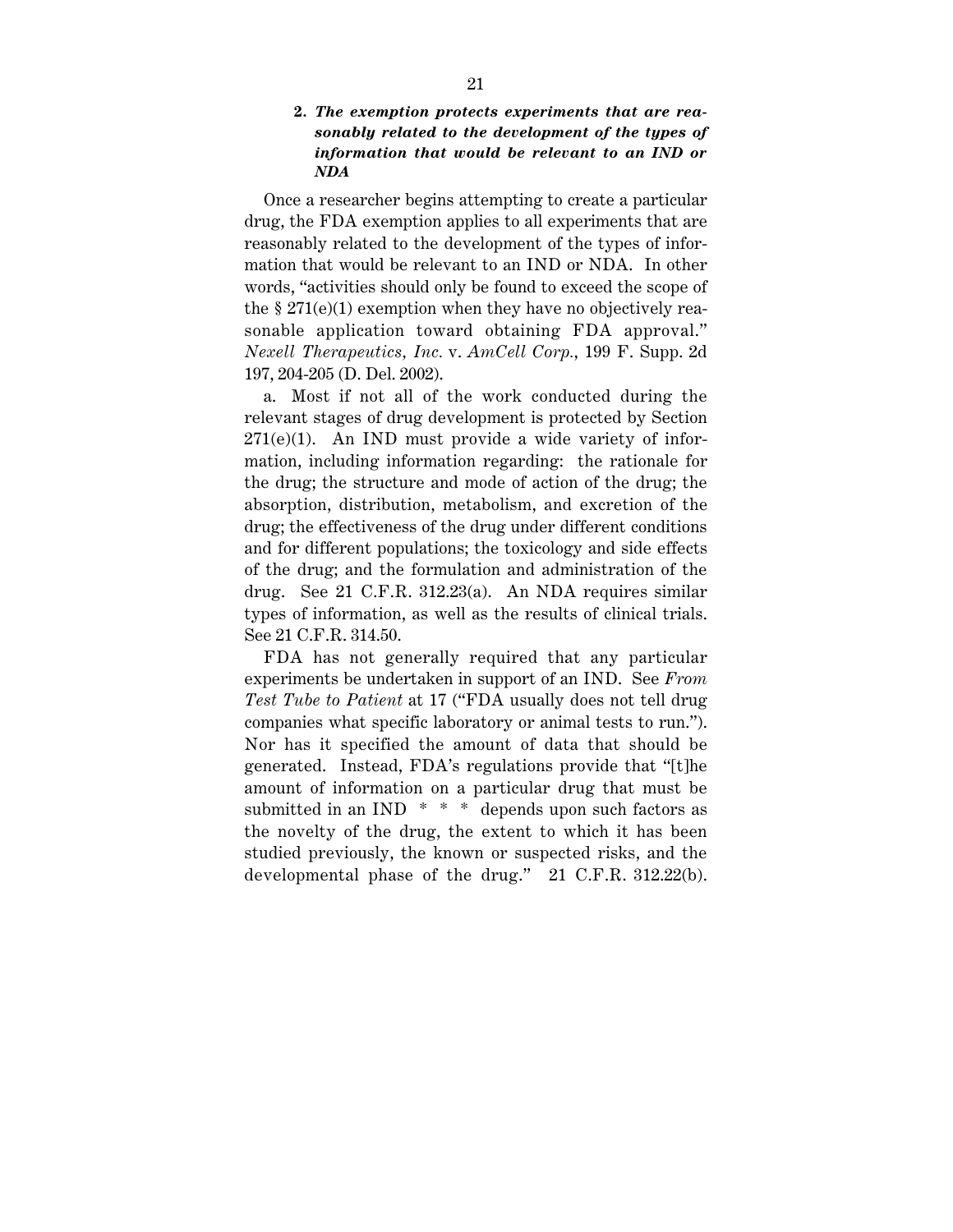### 2. *The exemption protects experiments that are reasonably related to the development of the types of information that would be relevant to an IND or NDA*

Once a researcher begins attempting to create a particular drug, the FDA exemption applies to all experiments that are reasonably related to the development of the types of information that would be relevant to an IND or NDA. In other words, "activities should only be found to exceed the scope of the § 271(e)(1) exemption when they have no objectively reasonable application toward obtaining FDA approval." *Nexell Therapeutics, Inc.* v. *AmCell Corp.*, 199 F. Supp. 2d 197, 204-205 (D. Del. 2002).

a. Most if not all of the work conducted during the relevant stages of drug development is protected by Section 271(e)(1). An IND must provide a wide variety of information, including information regarding: the rationale for the drug; the structure and mode of action of the drug; the absorption, distribution, metabolism, and excretion of the drug; the effectiveness of the drug under different conditions and for different populations; the toxicology and side effects of the drug; and the formulation and administration of the drug. See 21 C.F.R. 312.23(a). An NDA requires similar types of information, as well as the results of clinical trials. See 21 C.F.R. 314.50.

FDA has not generally required that any particular experiments be undertaken in support of an IND. See *From Test Tube to Patient* at 17 ("FDA usually does not tell drug companies what specific laboratory or animal tests to run."). Nor has it specified the amount of data that should be generated. Instead, FDA's regulations provide that "[t]he amount of information on a particular drug that must be submitted in an IND * * * depends upon such factors as the novelty of the drug, the extent to which it has been studied previously, the known or suspected risks, and the developmental phase of the drug." 21 C.F.R. 312.22(b).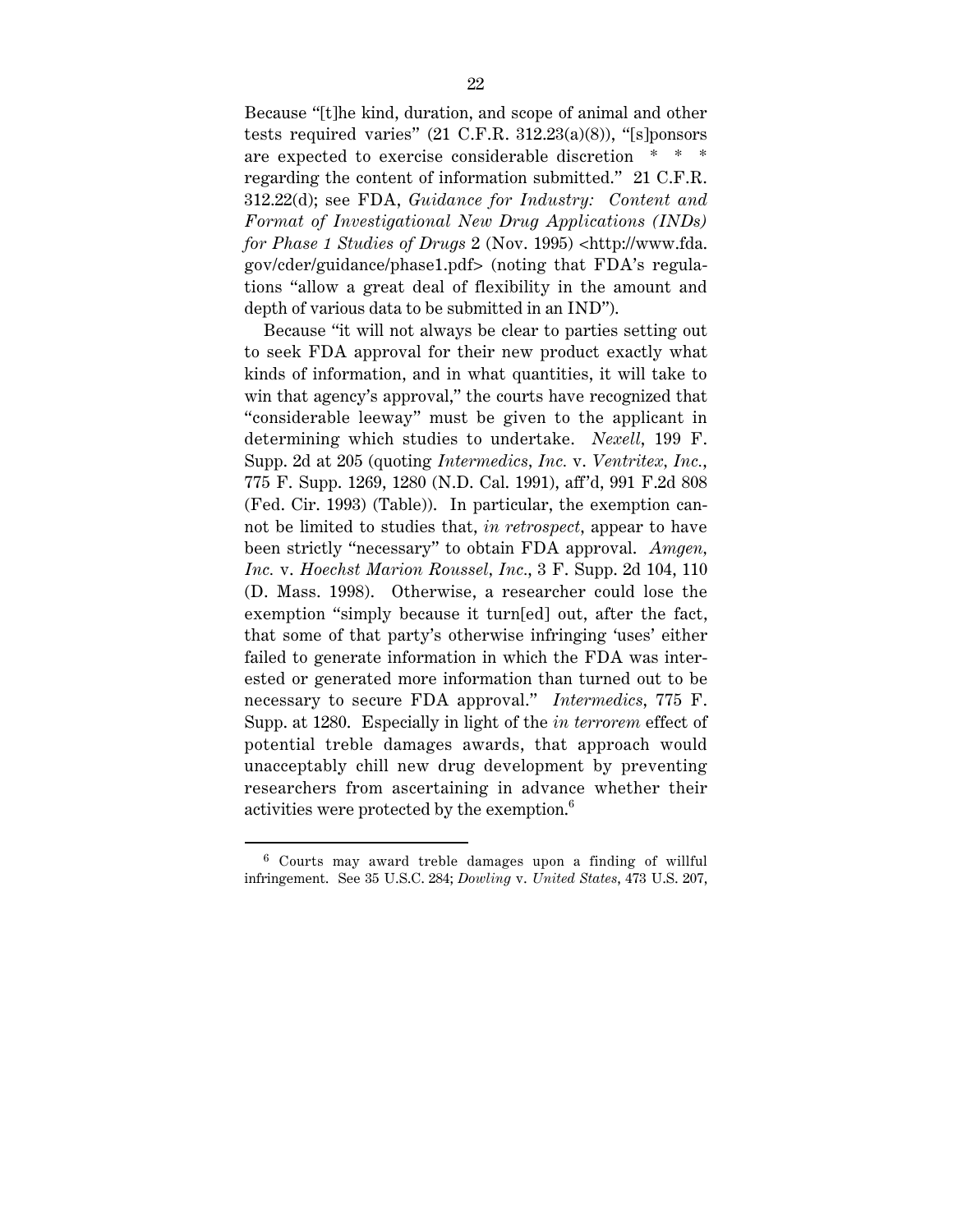Because "[t]he kind, duration, and scope of animal and other tests required varies" (21 C.F.R. 312.23(a)(8)), "[s]ponsors are expected to exercise considerable discretion \* \* \* regarding the content of information submitted." 21 C.F.R. 312.22(d); see FDA, *Guidance for Industry: Content and Format of Investigational New Drug Applications (INDs) for Phase 1 Studies of Drugs* 2 (Nov. 1995) <http://www.fda.gov/cder/guidance/phase1.pdf> (noting that FDA's regulations "allow a great deal of flexibility in the amount and depth of various data to be submitted in an IND").

Because "it will not always be clear to parties setting out to seek FDA approval for their new product exactly what kinds of information, and in what quantities, it will take to win that agency's approval," the courts have recognized that "considerable leeway" must be given to the applicant in determining which studies to undertake. *Nexell*, 199 F. Supp. 2d at 205 (quoting *Intermedics, Inc.* v. *Ventritex, Inc.*, 775 F. Supp. 1269, 1280 (N.D. Cal. 1991), aff'd, 991 F.2d 808 (Fed. Cir. 1993) (Table)). In particular, the exemption cannot be limited to studies that, *in retrospect*, appear to have been strictly "necessary" to obtain FDA approval. *Amgen, Inc.* v. *Hoechst Marion Roussel, Inc.*, 3 F. Supp. 2d 104, 110 (D. Mass. 1998). Otherwise, a researcher could lose the exemption "simply because it turn[ed] out, after the fact, that some of that party's otherwise infringing 'uses' either failed to generate information in which the FDA was interested or generated more information than turned out to be necessary to secure FDA approval." *Intermedics*, 775 F. Supp. at 1280. Especially in light of the *in terrorem* effect of potential treble damages awards, that approach would unacceptably chill new drug development by preventing researchers from ascertaining in advance whether their activities were protected by the exemption.[6]

---

[6] Courts may award treble damages upon a finding of willful infringement. See 35 U.S.C. 284; *Dowling* v. *United States*, 473 U.S. 207,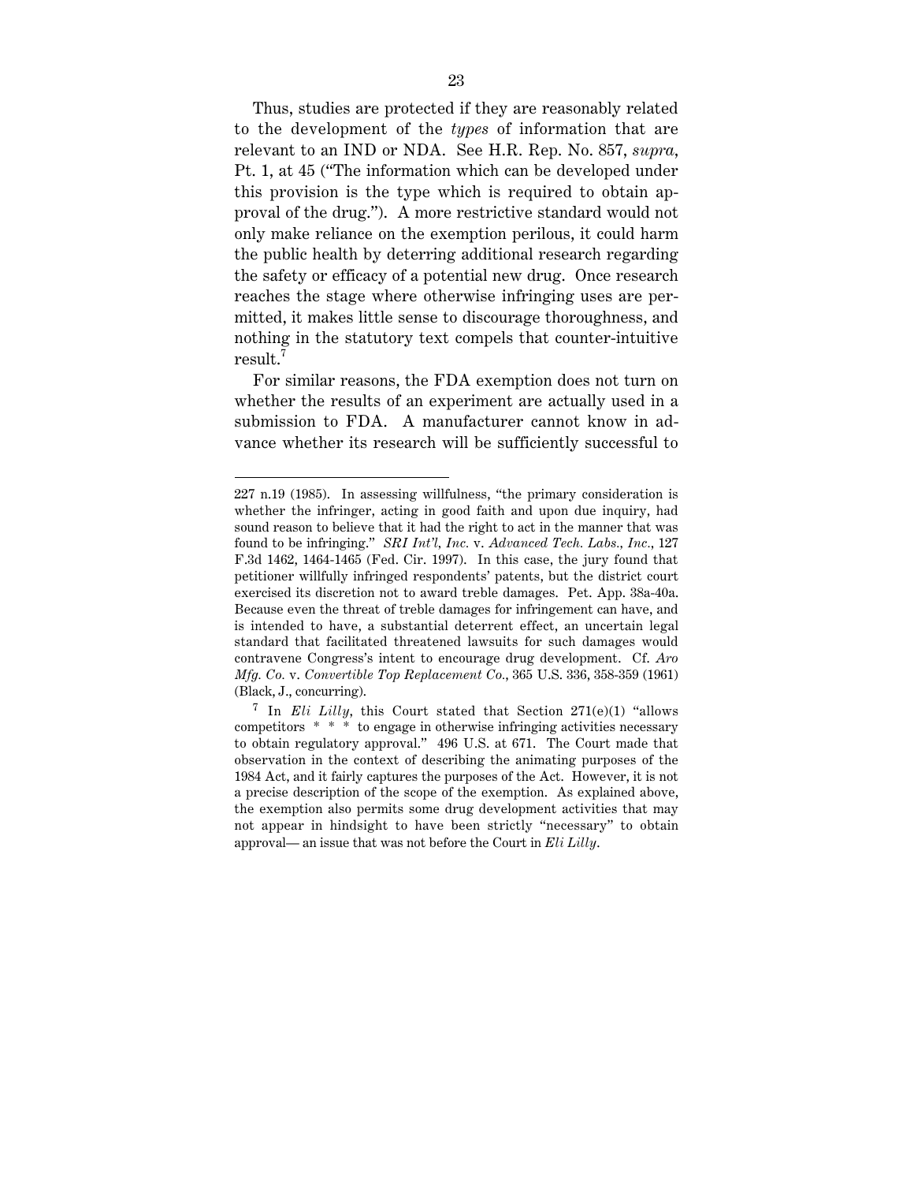Thus, studies are protected if they are reasonably related to the development of the *types* of information that are relevant to an IND or NDA. See H.R. Rep. No. 857, *supra*, Pt. 1, at 45 ("The information which can be developed under this provision is the type which is required to obtain approval of the drug."). A more restrictive standard would not only make reliance on the exemption perilous, it could harm the public health by deterring additional research regarding the safety or efficacy of a potential new drug. Once research reaches the stage where otherwise infringing uses are permitted, it makes little sense to discourage thoroughness, and nothing in the statutory text compels that counter-intuitive result.[7]

For similar reasons, the FDA exemption does not turn on whether the results of an experiment are actually used in a submission to FDA. A manufacturer cannot know in advance whether its research will be sufficiently successful to

---

227 n.19 (1985). In assessing willfulness, "the primary consideration is whether the infringer, acting in good faith and upon due inquiry, had sound reason to believe that it had the right to act in the manner that was found to be infringing." *SRI Int'l, Inc.* v. *Advanced Tech. Labs., Inc.*, 127 F.3d 1462, 1464-1465 (Fed. Cir. 1997). In this case, the jury found that petitioner willfully infringed respondents' patents, but the district court exercised its discretion not to award treble damages. Pet. App. 38a-40a. Because even the threat of treble damages for infringement can have, and is intended to have, a substantial deterrent effect, an uncertain legal standard that facilitated threatened lawsuits for such damages would contravene Congress's intent to encourage drug development. Cf. *Aro Mfg. Co.* v. *Convertible Top Replacement Co.*, 365 U.S. 336, 358-359 (1961) (Black, J., concurring).

[7] In *Eli Lilly*, this Court stated that Section 271(e)(1) "allows competitors * * * to engage in otherwise infringing activities necessary to obtain regulatory approval." 496 U.S. at 671. The Court made that observation in the context of describing the animating purposes of the 1984 Act, and it fairly captures the purposes of the Act. However, it is not a precise description of the scope of the exemption. As explained above, the exemption also permits some drug development activities that may not appear in hindsight to have been strictly "necessary" to obtain approval— an issue that was not before the Court in *Eli Lilly*.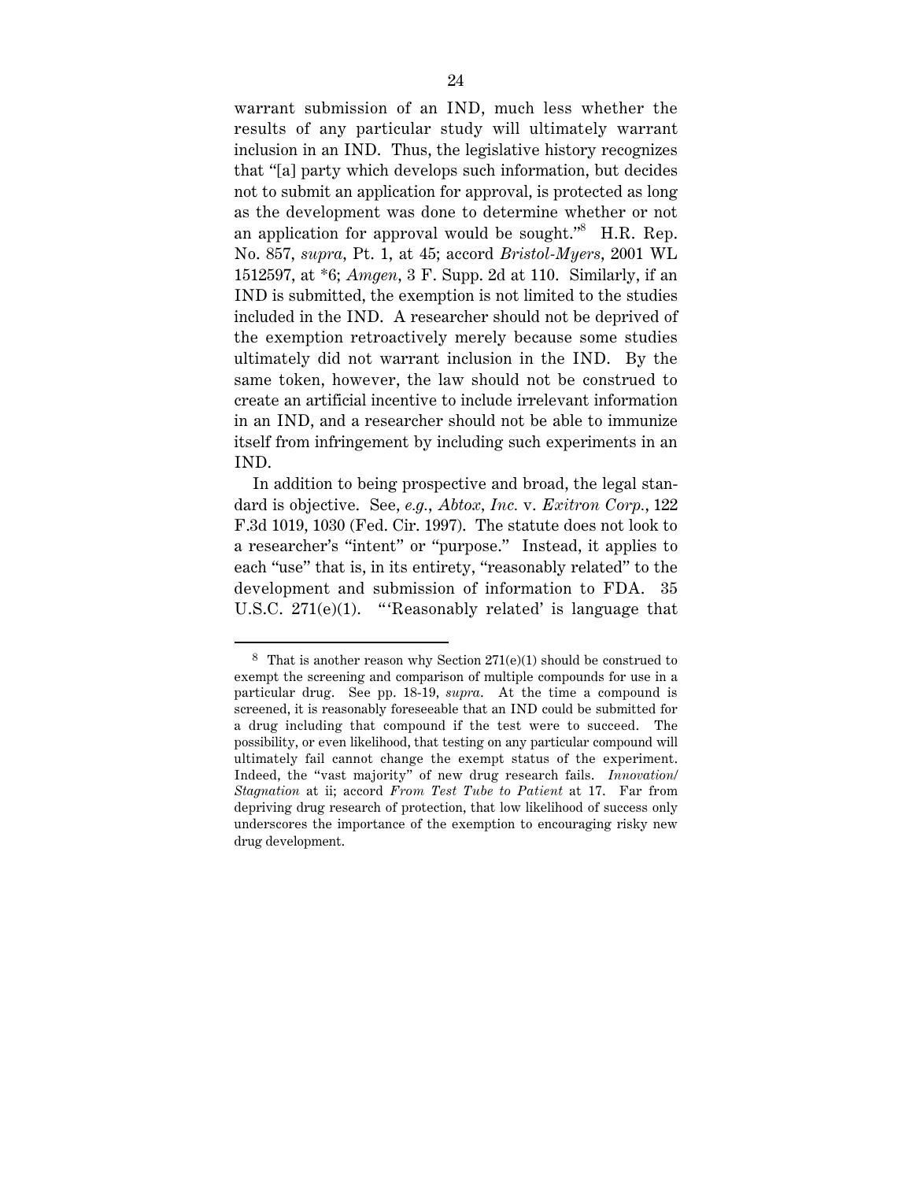warrant submission of an IND, much less whether the results of any particular study will ultimately warrant inclusion in an IND. Thus, the legislative history recognizes that "[a] party which develops such information, but decides not to submit an application for approval, is protected as long as the development was done to determine whether or not an application for approval would be sought."[8] H.R. Rep. No. 857, *supra*, Pt. 1, at 45; accord *Bristol-Myers*, 2001 WL 1512597, at *6; *Amgen*, 3 F. Supp. 2d at 110. Similarly, if an IND is submitted, the exemption is not limited to the studies included in the IND. A researcher should not be deprived of the exemption retroactively merely because some studies ultimately did not warrant inclusion in the IND. By the same token, however, the law should not be construed to create an artificial incentive to include irrelevant information in an IND, and a researcher should not be able to immunize itself from infringement by including such experiments in an IND.

In addition to being prospective and broad, the legal standard is objective. See, *e.g.*, *Abtox*, *Inc.* v. *Exitron Corp.*, 122 F.3d 1019, 1030 (Fed. Cir. 1997). The statute does not look to a researcher's "intent" or "purpose." Instead, it applies to each "use" that is, in its entirety, "reasonably related" to the development and submission of information to FDA. 35 U.S.C. 271(e)(1). "'Reasonably related' is language that

---

[8] That is another reason why Section 271(e)(1) should be construed to exempt the screening and comparison of multiple compounds for use in a particular drug. See pp. 18-19, *supra*. At the time a compound is screened, it is reasonably foreseeable that an IND could be submitted for a drug including that compound if the test were to succeed. The possibility, or even likelihood, that testing on any particular compound will ultimately fail cannot change the exempt status of the experiment. Indeed, the "vast majority" of new drug research fails. *Innovation/Stagnation* at ii; accord *From Test Tube to Patient* at 17. Far from depriving drug research of protection, that low likelihood of success only underscores the importance of the exemption to encouraging risky new drug development.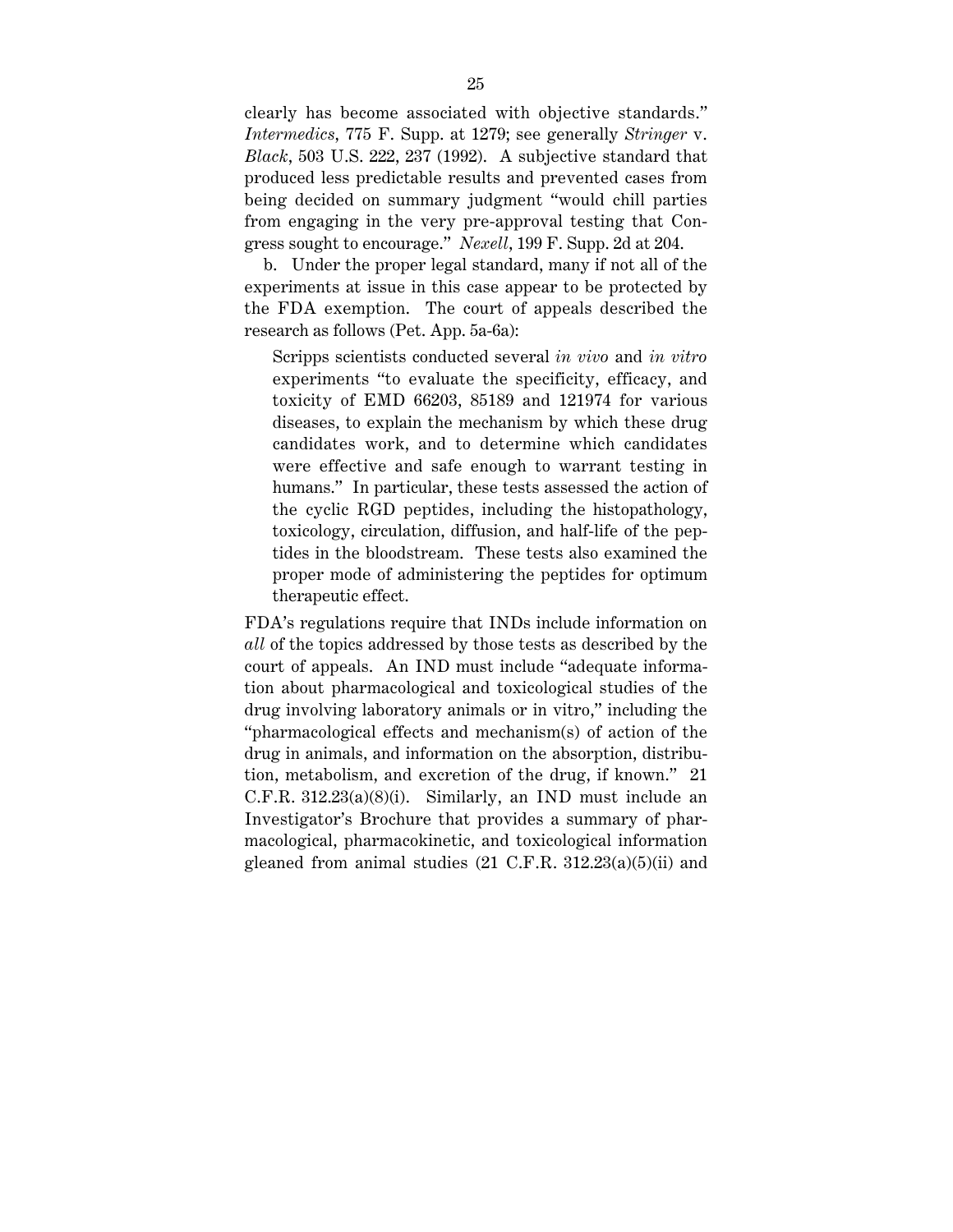clearly has become associated with objective standards." *Intermedics*, 775 F. Supp. at 1279; see generally *Stringer* v. *Black*, 503 U.S. 222, 237 (1992). A subjective standard that produced less predictable results and prevented cases from being decided on summary judgment "would chill parties from engaging in the very pre-approval testing that Congress sought to encourage." *Nexell*, 199 F. Supp. 2d at 204.

b. Under the proper legal standard, many if not all of the experiments at issue in this case appear to be protected by the FDA exemption. The court of appeals described the research as follows (Pet. App. 5a-6a):

> Scripps scientists conducted several *in vivo* and *in vitro* experiments "to evaluate the specificity, efficacy, and toxicity of EMD 66203, 85189 and 121974 for various diseases, to explain the mechanism by which these drug candidates work, and to determine which candidates were effective and safe enough to warrant testing in humans." In particular, these tests assessed the action of the cyclic RGD peptides, including the histopathology, toxicology, circulation, diffusion, and half-life of the peptides in the bloodstream. These tests also examined the proper mode of administering the peptides for optimum therapeutic effect.

FDA's regulations require that INDs include information on *all* of the topics addressed by those tests as described by the court of appeals. An IND must include "adequate information about pharmacological and toxicological studies of the drug involving laboratory animals or in vitro," including the "pharmacological effects and mechanism(s) of action of the drug in animals, and information on the absorption, distribution, metabolism, and excretion of the drug, if known." 21 C.F.R. 312.23(a)(8)(i). Similarly, an IND must include an Investigator's Brochure that provides a summary of pharmacological, pharmacokinetic, and toxicological information gleaned from animal studies (21 C.F.R. 312.23(a)(5)(ii) and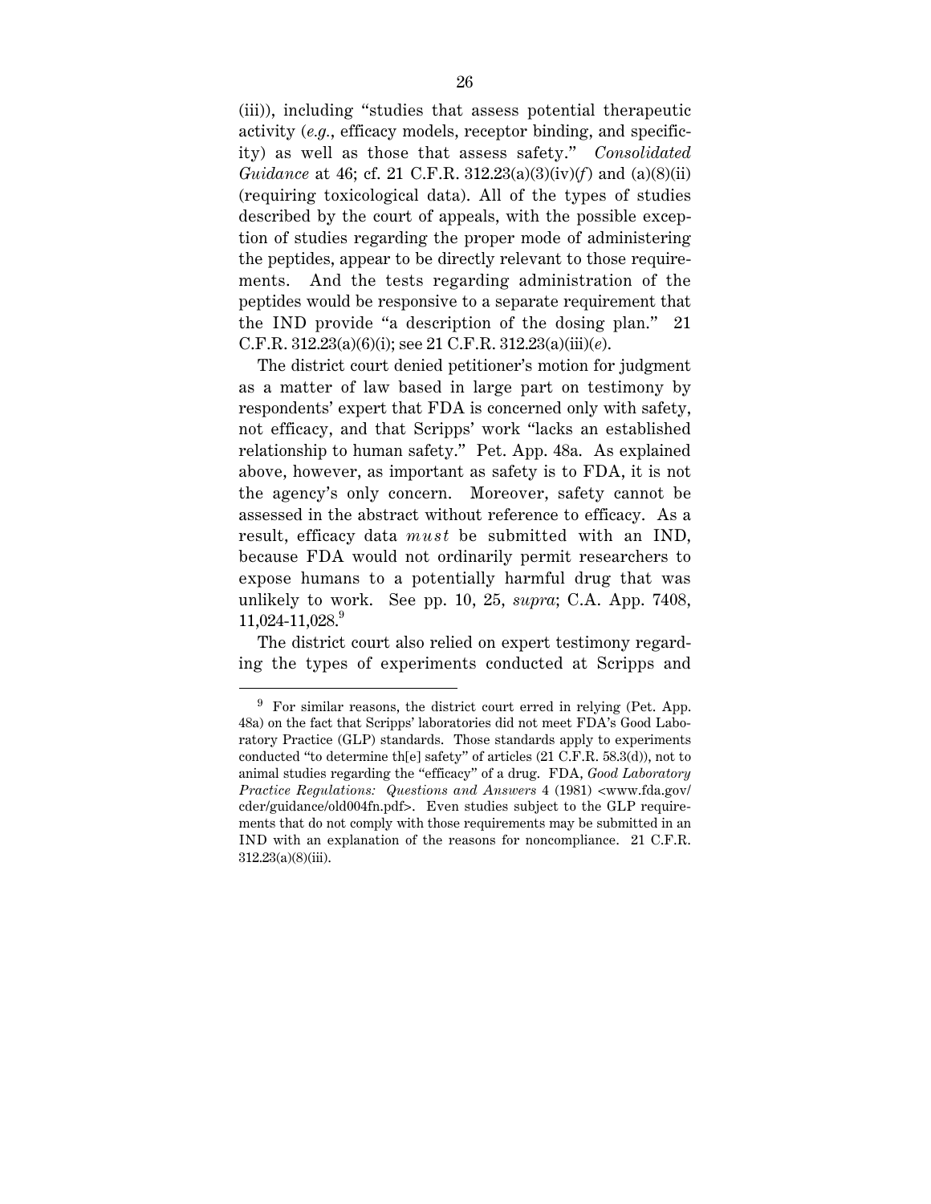(iii)), including "studies that assess potential therapeutic activity (*e.g.*, efficacy models, receptor binding, and specificity) as well as those that assess safety." *Consolidated Guidance* at 46; cf. 21 C.F.R. 312.23(a)(3)(iv)(*f*) and (a)(8)(ii) (requiring toxicological data). All of the types of studies described by the court of appeals, with the possible exception of studies regarding the proper mode of administering the peptides, appear to be directly relevant to those requirements. And the tests regarding administration of the peptides would be responsive to a separate requirement that the IND provide "a description of the dosing plan." 21 C.F.R. 312.23(a)(6)(i); see 21 C.F.R. 312.23(a)(iii)(*e*).

The district court denied petitioner's motion for judgment as a matter of law based in large part on testimony by respondents' expert that FDA is concerned only with safety, not efficacy, and that Scripps' work "lacks an established relationship to human safety." Pet. App. 48a. As explained above, however, as important as safety is to FDA, it is not the agency's only concern. Moreover, safety cannot be assessed in the abstract without reference to efficacy. As a result, efficacy data *must* be submitted with an IND, because FDA would not ordinarily permit researchers to expose humans to a potentially harmful drug that was unlikely to work. See pp. 10, 25, *supra*; C.A. App. 7408, 11,024-11,028.[9]

The district court also relied on expert testimony regarding the types of experiments conducted at Scripps and

---

[9] For similar reasons, the district court erred in relying (Pet. App. 48a) on the fact that Scripps' laboratories did not meet FDA's Good Laboratory Practice (GLP) standards. Those standards apply to experiments conducted "to determine th[e] safety" of articles (21 C.F.R. 58.3(d)), not to animal studies regarding the "efficacy" of a drug. FDA, *Good Laboratory Practice Regulations: Questions and Answers* 4 (1981) <www.fda.gov/cder/guidance/old004fn.pdf>. Even studies subject to the GLP requirements that do not comply with those requirements may be submitted in an IND with an explanation of the reasons for noncompliance. 21 C.F.R. 312.23(a)(8)(iii).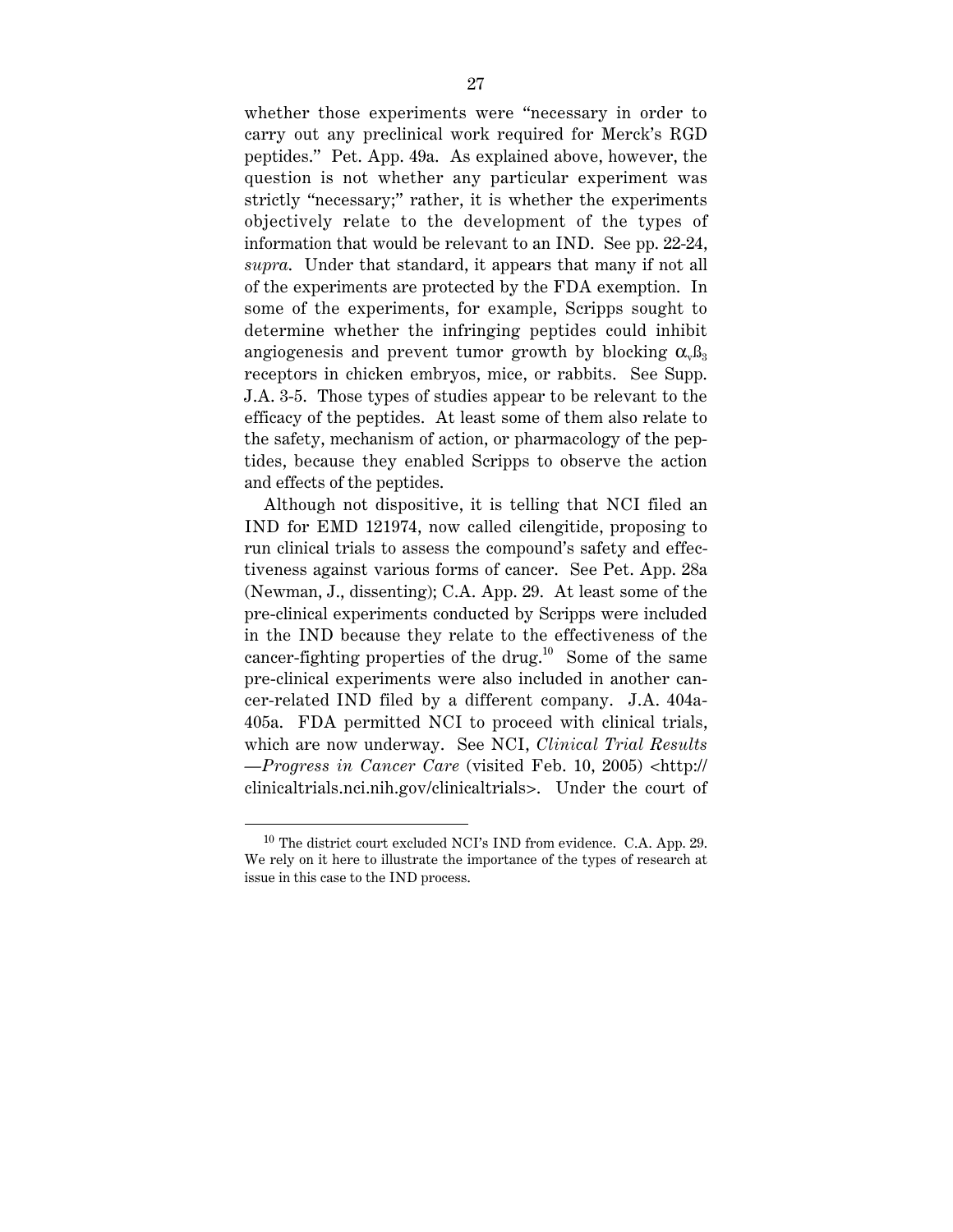whether those experiments were "necessary in order to carry out any preclinical work required for Merck's RGD peptides." Pet. App. 49a. As explained above, however, the question is not whether any particular experiment was strictly "necessary;" rather, it is whether the experiments objectively relate to the development of the types of information that would be relevant to an IND. See pp. 22-24, *supra*. Under that standard, it appears that many if not all of the experiments are protected by the FDA exemption. In some of the experiments, for example, Scripps sought to determine whether the infringing peptides could inhibit angiogenesis and prevent tumor growth by blocking $\alpha_v\beta_3$ receptors in chicken embryos, mice, or rabbits. See Supp. J.A. 3-5. Those types of studies appear to be relevant to the efficacy of the peptides. At least some of them also relate to the safety, mechanism of action, or pharmacology of the peptides, because they enabled Scripps to observe the action and effects of the peptides.

Although not dispositive, it is telling that NCI filed an IND for EMD 121974, now called cilengitide, proposing to run clinical trials to assess the compound's safety and effectiveness against various forms of cancer. See Pet. App. 28a (Newman, J., dissenting); C.A. App. 29. At least some of the pre-clinical experiments conducted by Scripps were included in the IND because they relate to the effectiveness of the cancer-fighting properties of the drug.[10] Some of the same pre-clinical experiments were also included in another cancer-related IND filed by a different company. J.A. 404a-405a. FDA permitted NCI to proceed with clinical trials, which are now underway. See NCI, *Clinical Trial Results —Progress in Cancer Care* (visited Feb. 10, 2005) <http://clinicaltrials.nci.nih.gov/clinicaltrials>. Under the court of

[10] The district court excluded NCI's IND from evidence. C.A. App. 29. We rely on it here to illustrate the importance of the types of research at issue in this case to the IND process.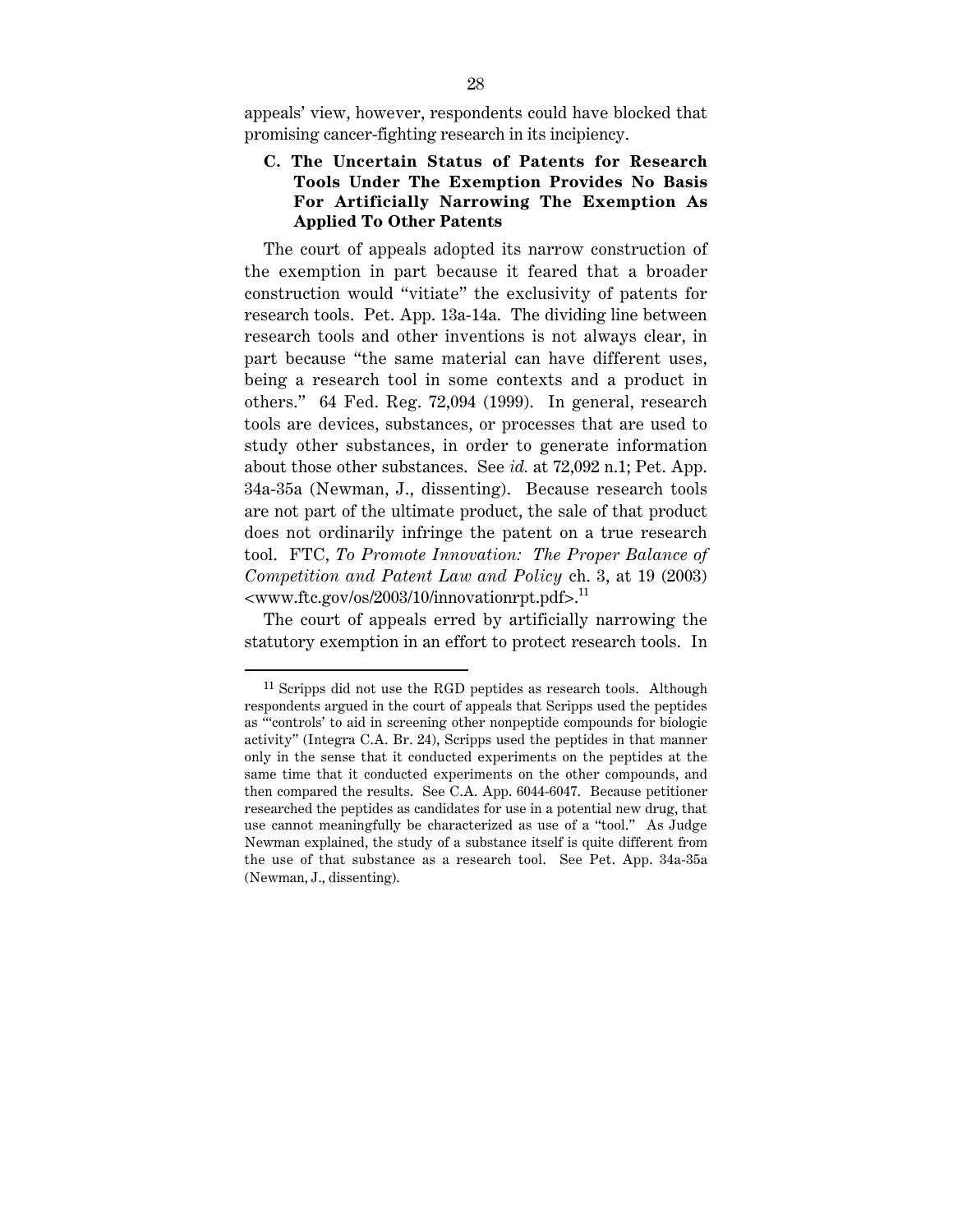appeals' view, however, respondents could have blocked that promising cancer-fighting research in its incipiency.

### C. The Uncertain Status of Patents for Research Tools Under The Exemption Provides No Basis For Artificially Narrowing The Exemption As Applied To Other Patents

The court of appeals adopted its narrow construction of the exemption in part because it feared that a broader construction would "vitiate" the exclusivity of patents for research tools. Pet. App. 13a-14a. The dividing line between research tools and other inventions is not always clear, in part because "the same material can have different uses, being a research tool in some contexts and a product in others." 64 Fed. Reg. 72,094 (1999). In general, research tools are devices, substances, or processes that are used to study other substances, in order to generate information about those other substances. See *id.* at 72,092 n.1; Pet. App. 34a-35a (Newman, J., dissenting). Because research tools are not part of the ultimate product, the sale of that product does not ordinarily infringe the patent on a true research tool. FTC, *To Promote Innovation: The Proper Balance of Competition and Patent Law and Policy* ch. 3, at 19 (2003) <www.ftc.gov/os/2003/10/innovationrpt.pdf>.[11]

The court of appeals erred by artificially narrowing the statutory exemption in an effort to protect research tools. In

---

[11] Scripps did not use the RGD peptides as research tools. Although respondents argued in the court of appeals that Scripps used the peptides as "'controls' to aid in screening other nonpeptide compounds for biologic activity" (Integra C.A. Br. 24), Scripps used the peptides in that manner only in the sense that it conducted experiments on the peptides at the same time that it conducted experiments on the other compounds, and then compared the results. See C.A. App. 6044-6047. Because petitioner researched the peptides as candidates for use in a potential new drug, that use cannot meaningfully be characterized as use of a "tool." As Judge Newman explained, the study of a substance itself is quite different from the use of that substance as a research tool. See Pet. App. 34a-35a (Newman, J., dissenting).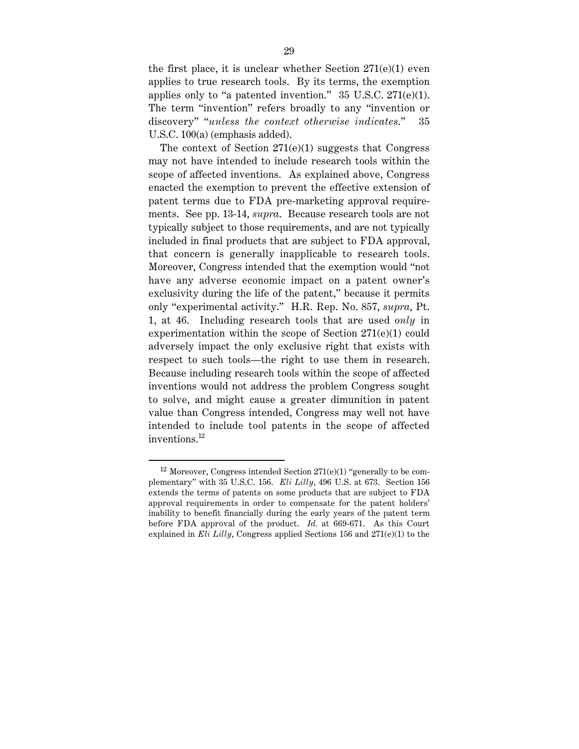the first place, it is unclear whether Section 271(e)(1) even applies to true research tools. By its terms, the exemption applies only to "a patented invention." 35 U.S.C. 271(e)(1). The term "invention" refers broadly to any "invention or discovery" "*unless the context otherwise indicates*." 35 U.S.C. 100(a) (emphasis added).

The context of Section 271(e)(1) suggests that Congress may not have intended to include research tools within the scope of affected inventions. As explained above, Congress enacted the exemption to prevent the effective extension of patent terms due to FDA pre-marketing approval requirements. See pp. 13-14, *supra*. Because research tools are not typically subject to those requirements, and are not typically included in final products that are subject to FDA approval, that concern is generally inapplicable to research tools. Moreover, Congress intended that the exemption would "not have any adverse economic impact on a patent owner's exclusivity during the life of the patent," because it permits only "experimental activity." H.R. Rep. No. 857, *supra*, Pt. 1, at 46. Including research tools that are used *only* in experimentation within the scope of Section 271(e)(1) could adversely impact the only exclusive right that exists with respect to such tools—the right to use them in research. Because including research tools within the scope of affected inventions would not address the problem Congress sought to solve, and might cause a greater dimunition in patent value than Congress intended, Congress may well not have intended to include tool patents in the scope of affected inventions.[12]

---

[12] Moreover, Congress intended Section 271(e)(1) "generally to be complementary" with 35 U.S.C. 156. *Eli Lilly*, 496 U.S. at 673. Section 156 extends the terms of patents on some products that are subject to FDA approval requirements in order to compensate for the patent holders' inability to benefit financially during the early years of the patent term before FDA approval of the product. *Id.* at 669-671. As this Court explained in *Eli Lilly*, Congress applied Sections 156 and 271(e)(1) to the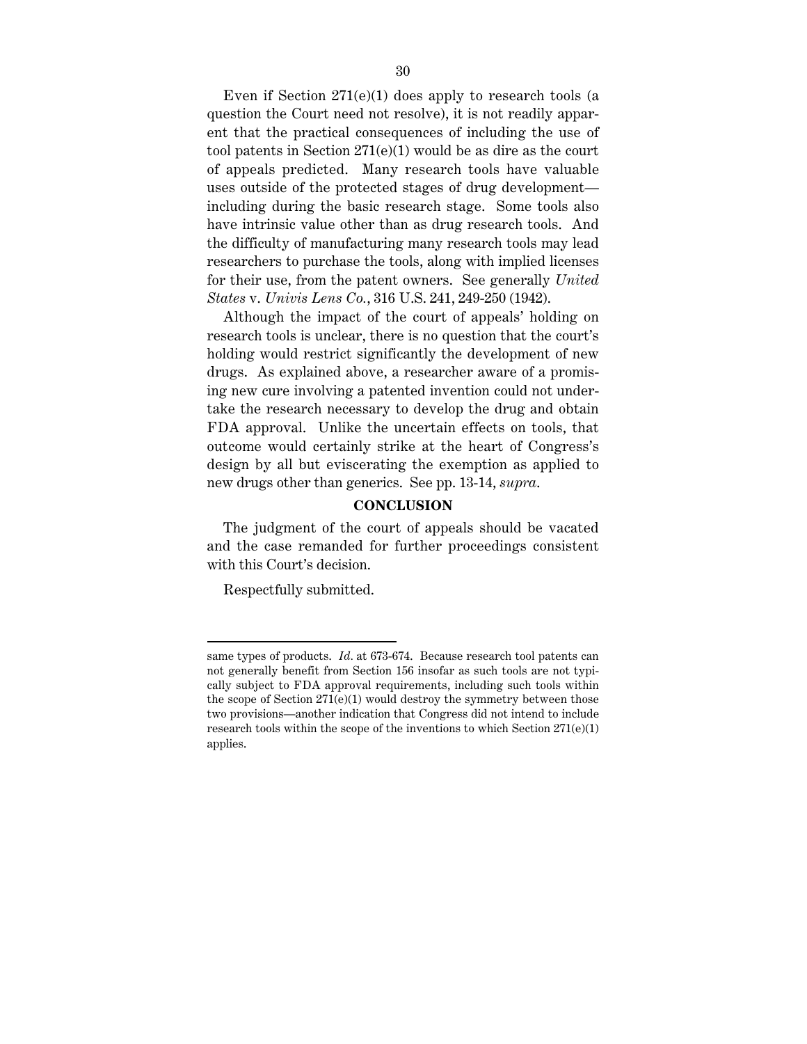Even if Section 271(e)(1) does apply to research tools (a question the Court need not resolve), it is not readily apparent that the practical consequences of including the use of tool patents in Section 271(e)(1) would be as dire as the court of appeals predicted. Many research tools have valuable uses outside of the protected stages of drug development—including during the basic research stage. Some tools also have intrinsic value other than as drug research tools. And the difficulty of manufacturing many research tools may lead researchers to purchase the tools, along with implied licenses for their use, from the patent owners. See generally *United States* v. *Univis Lens Co.*, 316 U.S. 241, 249-250 (1942).

Although the impact of the court of appeals' holding on research tools is unclear, there is no question that the court's holding would restrict significantly the development of new drugs. As explained above, a researcher aware of a promising new cure involving a patented invention could not undertake the research necessary to develop the drug and obtain FDA approval. Unlike the uncertain effects on tools, that outcome would certainly strike at the heart of Congress's design by all but eviscerating the exemption as applied to new drugs other than generics. See pp. 13-14, *supra*.

## CONCLUSION

The judgment of the court of appeals should be vacated and the case remanded for further proceedings consistent with this Court's decision.

Respectfully submitted.

---

same types of products. *Id.* at 673-674. Because research tool patents can not generally benefit from Section 156 insofar as such tools are not typically subject to FDA approval requirements, including such tools within the scope of Section 271(e)(1) would destroy the symmetry between those two provisions—another indication that Congress did not intend to include research tools within the scope of the inventions to which Section 271(e)(1) applies.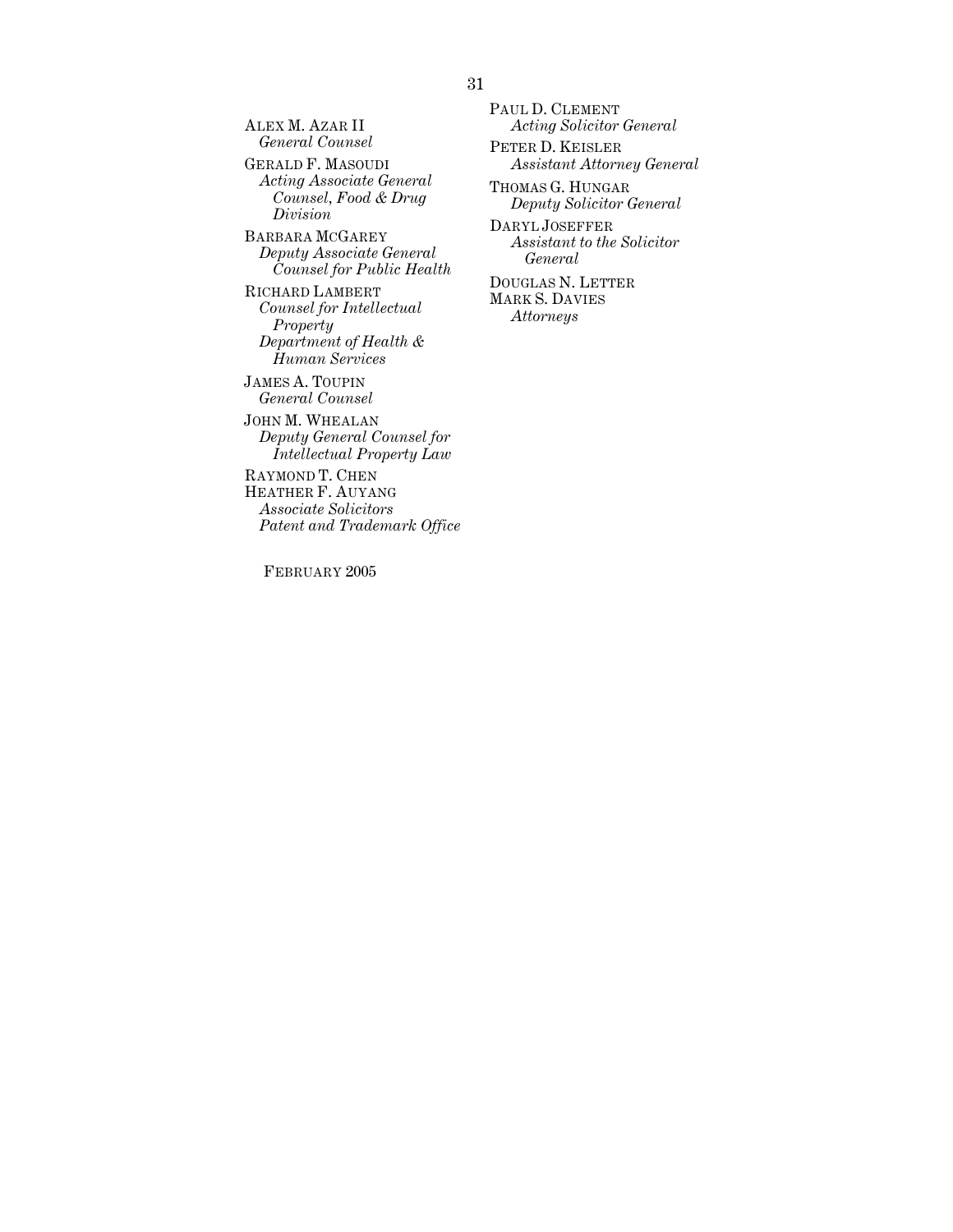PAUL D. CLEMENT
*Acting Solicitor General*

PETER D. KEISLER
*Assistant Attorney General*

THOMAS G. HUNGAR
*Deputy Solicitor General*

DARYL JOSEFFER
*Assistant to the Solicitor General*

DOUGLAS N. LETTER
MARK S. DAVIES
*Attorneys*

ALEX M. AZAR II
*General Counsel*

GERALD F. MASOUDI
*Acting Associate General Counsel, Food & Drug Division*

BARBARA MCGAREY
*Deputy Associate General Counsel for Public Health*

RICHARD LAMBERT
*Counsel for Intellectual Property*
*Department of Health & Human Services*

JAMES A. TOUPIN
*General Counsel*

JOHN M. WHEALAN
*Deputy General Counsel for Intellectual Property Law*

RAYMOND T. CHEN
HEATHER F. AUYANG
*Associate Solicitors*
*Patent and Trademark Office*

FEBRUARY 2005